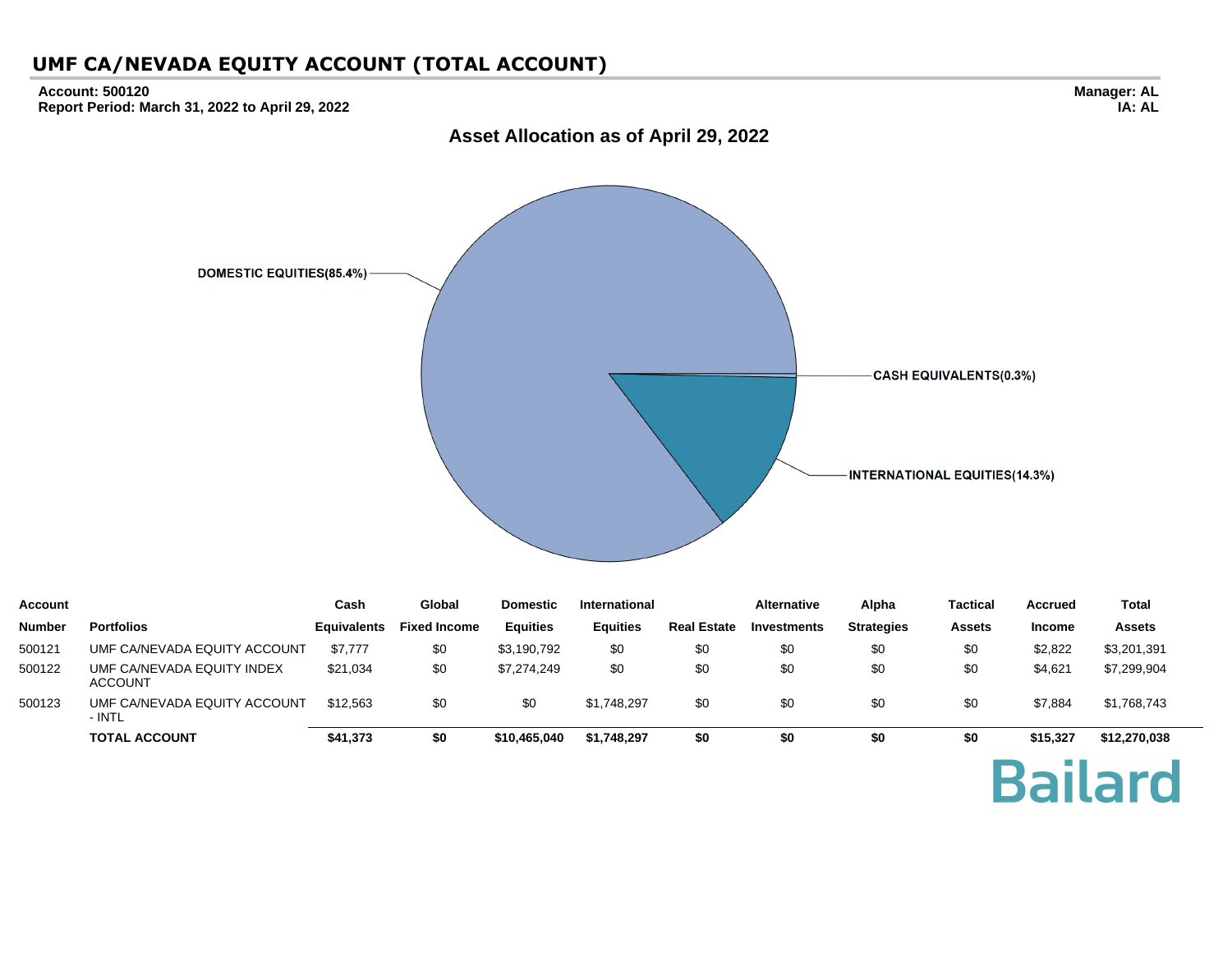# UMF CA/NEVADA EQUITY ACCOUNT (TOTAL ACCOUNT)

**Account: 500120**
**Report Period: March 31, 2022 to April 29, 2022**

**Manager: AL**
**IA: AL**

## Asset Allocation as of April 29, 2022

DOMESTIC EQUITIES(85.4%)
CASH EQUIVALENTS(0.3%)
INTERNATIONAL EQUITIES(14.3%)

| Account Number | Portfolios | Cash Equivalents | Global Fixed Income | Domestic Equities | International Equities | Real Estate | Alternative Investments | Alpha Strategies | Tactical Assets | Accrued Income | Total Assets |
|---|---|---|---|---|---|---|---|---|---|---|---|
| 500121 | UMF CA/NEVADA EQUITY ACCOUNT | $7,777 | $0 | $3,190,792 | $0 | $0 | $0 | $0 | $0 | $2,822 | $3,201,391 |
| 500122 | UMF CA/NEVADA EQUITY INDEX ACCOUNT | $21,034 | $0 | $7,274,249 | $0 | $0 | $0 | $0 | $0 | $4,621 | $7,299,904 |
| 500123 | UMF CA/NEVADA EQUITY ACCOUNT - INTL | $12,563 | $0 | $0 | $1,748,297 | $0 | $0 | $0 | $0 | $7,884 | $1,768,743 |
| | **TOTAL ACCOUNT** | **$41,373** | **$0** | **$10,465,040** | **$1,748,297** | **$0** | **$0** | **$0** | **$0** | **$15,327** | **$12,270,038** |

Bailard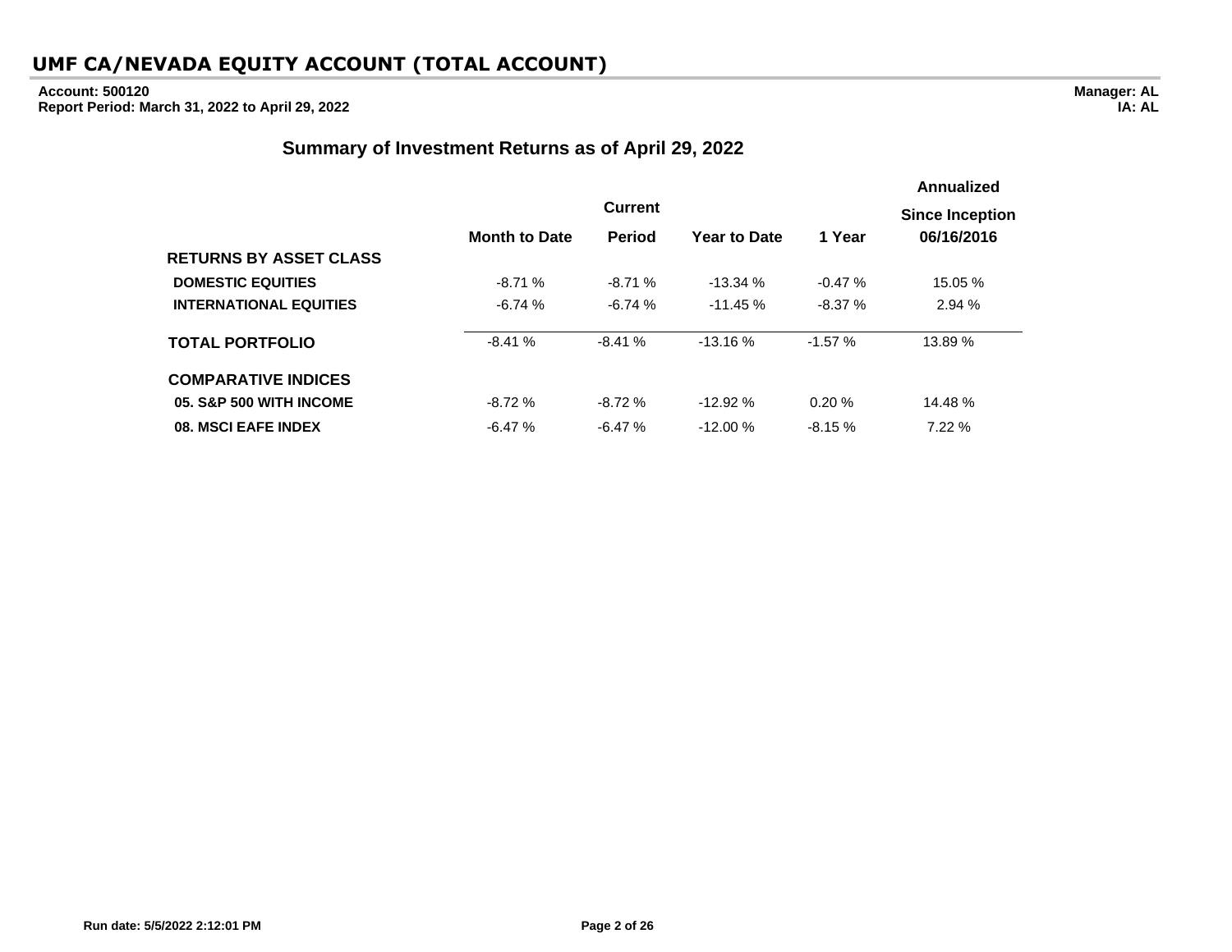# UMF CA/NEVADA EQUITY ACCOUNT (TOTAL ACCOUNT)

**Account: 500120**
**Report Period: March 31, 2022 to April 29, 2022**

**Manager: AL**
**IA: AL**

## Summary of Investment Returns as of April 29, 2022

| | Month to Date | Current Period | Year to Date | 1 Year | Annualized Since Inception 06/16/2016 |
|---|---|---|---|---|---|
| **RETURNS BY ASSET CLASS** | | | | | |
| **DOMESTIC EQUITIES** | -8.71 % | -8.71 % | -13.34 % | -0.47 % | 15.05 % |
| **INTERNATIONAL EQUITIES** | -6.74 % | -6.74 % | -11.45 % | -8.37 % | 2.94 % |
| **TOTAL PORTFOLIO** | -8.41 % | -8.41 % | -13.16 % | -1.57 % | 13.89 % |
| **COMPARATIVE INDICES** | | | | | |
| **05. S&P 500 WITH INCOME** | -8.72 % | -8.72 % | -12.92 % | 0.20 % | 14.48 % |
| **08. MSCI EAFE INDEX** | -6.47 % | -6.47 % | -12.00 % | -8.15 % | 7.22 % |

Run date: 5/5/2022 2:12:01 PM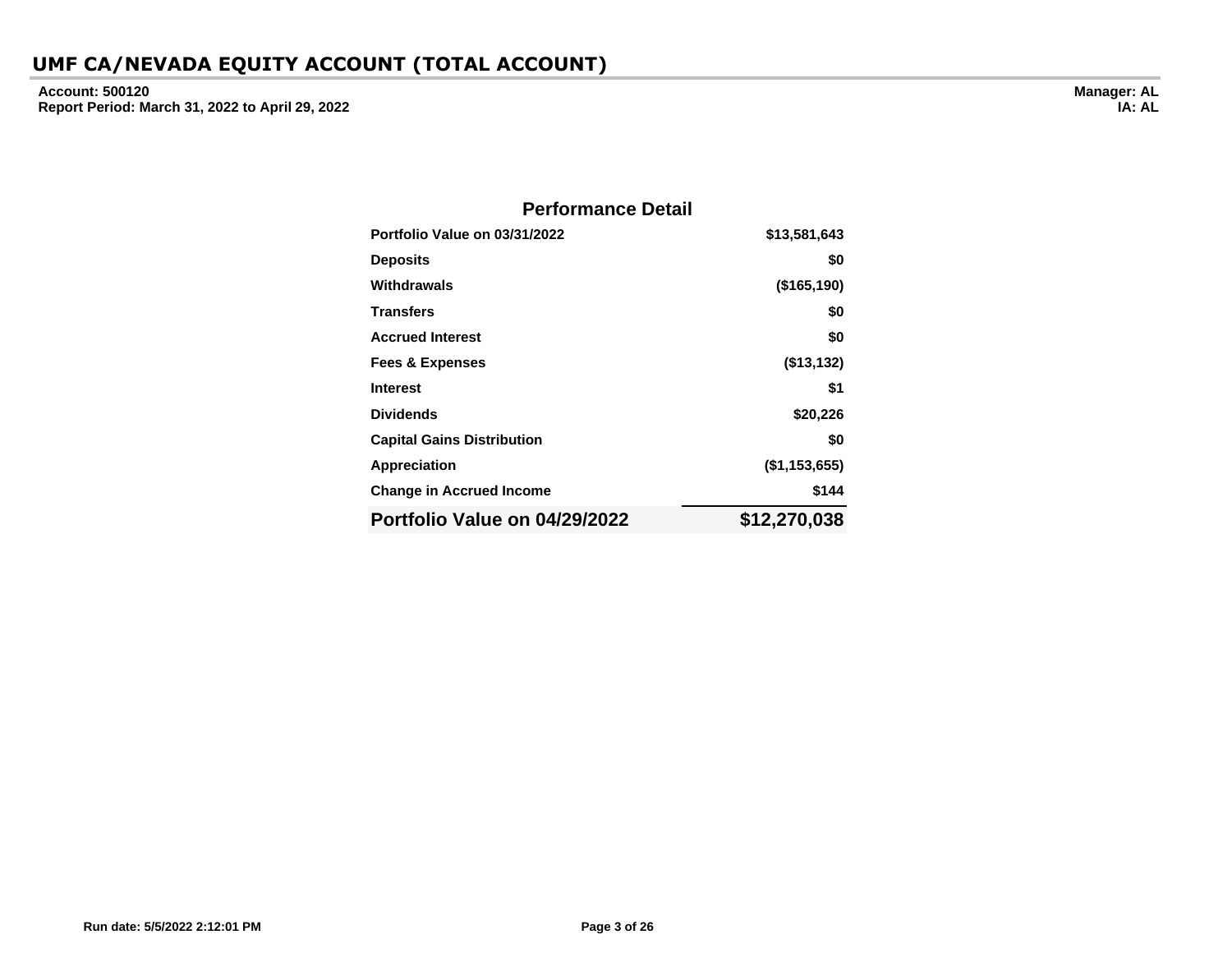# UMF CA/NEVADA EQUITY ACCOUNT (TOTAL ACCOUNT)

**Account: 500120**
**Report Period: March 31, 2022 to April 29, 2022**

**Manager: AL**
**IA: AL**

## Performance Detail

| | |
|---|---:|
| **Portfolio Value on 03/31/2022** | **$13,581,643** |
| **Deposits** | **$0** |
| **Withdrawals** | **($165,190)** |
| **Transfers** | **$0** |
| **Accrued Interest** | **$0** |
| **Fees & Expenses** | **($13,132)** |
| **Interest** | **$1** |
| **Dividends** | **$20,226** |
| **Capital Gains Distribution** | **$0** |
| **Appreciation** | **($1,153,655)** |
| **Change in Accrued Income** | **$144** |
| **Portfolio Value on 04/29/2022** | **$12,270,038** |

**Run date: 5/5/2022 2:12:01 PM**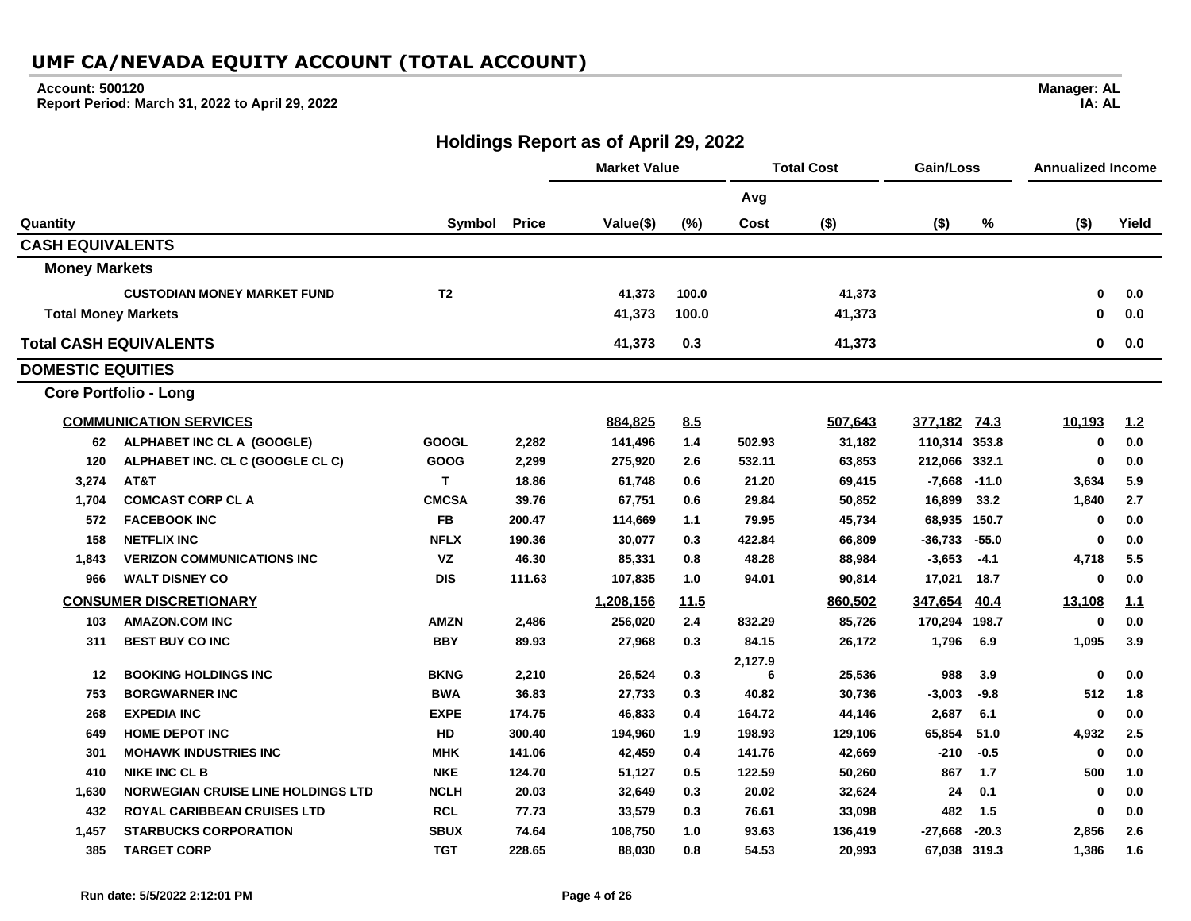# UMF CA/NEVADA EQUITY ACCOUNT (TOTAL ACCOUNT)

**Account: 500120**
**Report Period: March 31, 2022 to April 29, 2022**

**Manager: AL**
**IA: AL**

## Holdings Report as of April 29, 2022

| Quantity | | Symbol | Price | Market Value | | Total Cost | | Gain/Loss | | Annualized Income | |
|---|---|---|---|---|---|---|---|---|---|---|---|
| | | | | Value($) | (%) | Avg Cost | ($) | ($) | % | ($) | Yield |
| **CASH EQUIVALENTS** | | | | | | | | | | | |
| **Money Markets** | | | | | | | | | | | |
| | **CUSTODIAN MONEY MARKET FUND** | **T2** | | **41,373** | **100.0** | | **41,373** | | | **0** | **0.0** |
| **Total Money Markets** | | | | **41,373** | **100.0** | | **41,373** | | | **0** | **0.0** |
| **Total CASH EQUIVALENTS** | | | | **41,373** | **0.3** | | **41,373** | | | **0** | **0.0** |
| **DOMESTIC EQUITIES** | | | | | | | | | | | |
| **Core Portfolio - Long** | | | | | | | | | | | |
| **COMMUNICATION SERVICES** | | | | **884,825** | **8.5** | | **507,643** | **377,182** | **74.3** | **10,193** | **1.2** |
| 62 | ALPHABET INC CL A (GOOGLE) | GOOGL | 2,282 | 141,496 | 1.4 | 502.93 | 31,182 | 110,314 | 353.8 | 0 | 0.0 |
| 120 | ALPHABET INC. CL C (GOOGLE CL C) | GOOG | 2,299 | 275,920 | 2.6 | 532.11 | 63,853 | 212,066 | 332.1 | 0 | 0.0 |
| 3,274 | AT&T | T | 18.86 | 61,748 | 0.6 | 21.20 | 69,415 | -7,668 | -11.0 | 3,634 | 5.9 |
| 1,704 | COMCAST CORP CL A | CMCSA | 39.76 | 67,751 | 0.6 | 29.84 | 50,852 | 16,899 | 33.2 | 1,840 | 2.7 |
| 572 | FACEBOOK INC | FB | 200.47 | 114,669 | 1.1 | 79.95 | 45,734 | 68,935 | 150.7 | 0 | 0.0 |
| 158 | NETFLIX INC | NFLX | 190.36 | 30,077 | 0.3 | 422.84 | 66,809 | -36,733 | -55.0 | 0 | 0.0 |
| 1,843 | VERIZON COMMUNICATIONS INC | VZ | 46.30 | 85,331 | 0.8 | 48.28 | 88,984 | -3,653 | -4.1 | 4,718 | 5.5 |
| 966 | WALT DISNEY CO | DIS | 111.63 | 107,835 | 1.0 | 94.01 | 90,814 | 17,021 | 18.7 | 0 | 0.0 |
| **CONSUMER DISCRETIONARY** | | | | **1,208,156** | **11.5** | | **860,502** | **347,654** | **40.4** | **13,108** | **1.1** |
| 103 | AMAZON.COM INC | AMZN | 2,486 | 256,020 | 2.4 | 832.29 | 85,726 | 170,294 | 198.7 | 0 | 0.0 |
| 311 | BEST BUY CO INC | BBY | 89.93 | 27,968 | 0.3 | 84.15 | 26,172 | 1,796 | 6.9 | 1,095 | 3.9 |
| 12 | BOOKING HOLDINGS INC | BKNG | 2,210 | 26,524 | 0.3 | 2,127.96 | 25,536 | 988 | 3.9 | 0 | 0.0 |
| 753 | BORGWARNER INC | BWA | 36.83 | 27,733 | 0.3 | 40.82 | 30,736 | -3,003 | -9.8 | 512 | 1.8 |
| 268 | EXPEDIA INC | EXPE | 174.75 | 46,833 | 0.4 | 164.72 | 44,146 | 2,687 | 6.1 | 0 | 0.0 |
| 649 | HOME DEPOT INC | HD | 300.40 | 194,960 | 1.9 | 198.93 | 129,106 | 65,854 | 51.0 | 4,932 | 2.5 |
| 301 | MOHAWK INDUSTRIES INC | MHK | 141.06 | 42,459 | 0.4 | 141.76 | 42,669 | -210 | -0.5 | 0 | 0.0 |
| 410 | NIKE INC CL B | NKE | 124.70 | 51,127 | 0.5 | 122.59 | 50,260 | 867 | 1.7 | 500 | 1.0 |
| 1,630 | NORWEGIAN CRUISE LINE HOLDINGS LTD | NCLH | 20.03 | 32,649 | 0.3 | 20.02 | 32,624 | 24 | 0.1 | 0 | 0.0 |
| 432 | ROYAL CARIBBEAN CRUISES LTD | RCL | 77.73 | 33,579 | 0.3 | 76.61 | 33,098 | 482 | 1.5 | 0 | 0.0 |
| 1,457 | STARBUCKS CORPORATION | SBUX | 74.64 | 108,750 | 1.0 | 93.63 | 136,419 | -27,668 | -20.3 | 2,856 | 2.6 |
| 385 | TARGET CORP | TGT | 228.65 | 88,030 | 0.8 | 54.53 | 20,993 | 67,038 | 319.3 | 1,386 | 1.6 |

Run date: 5/5/2022 2:12:01 PM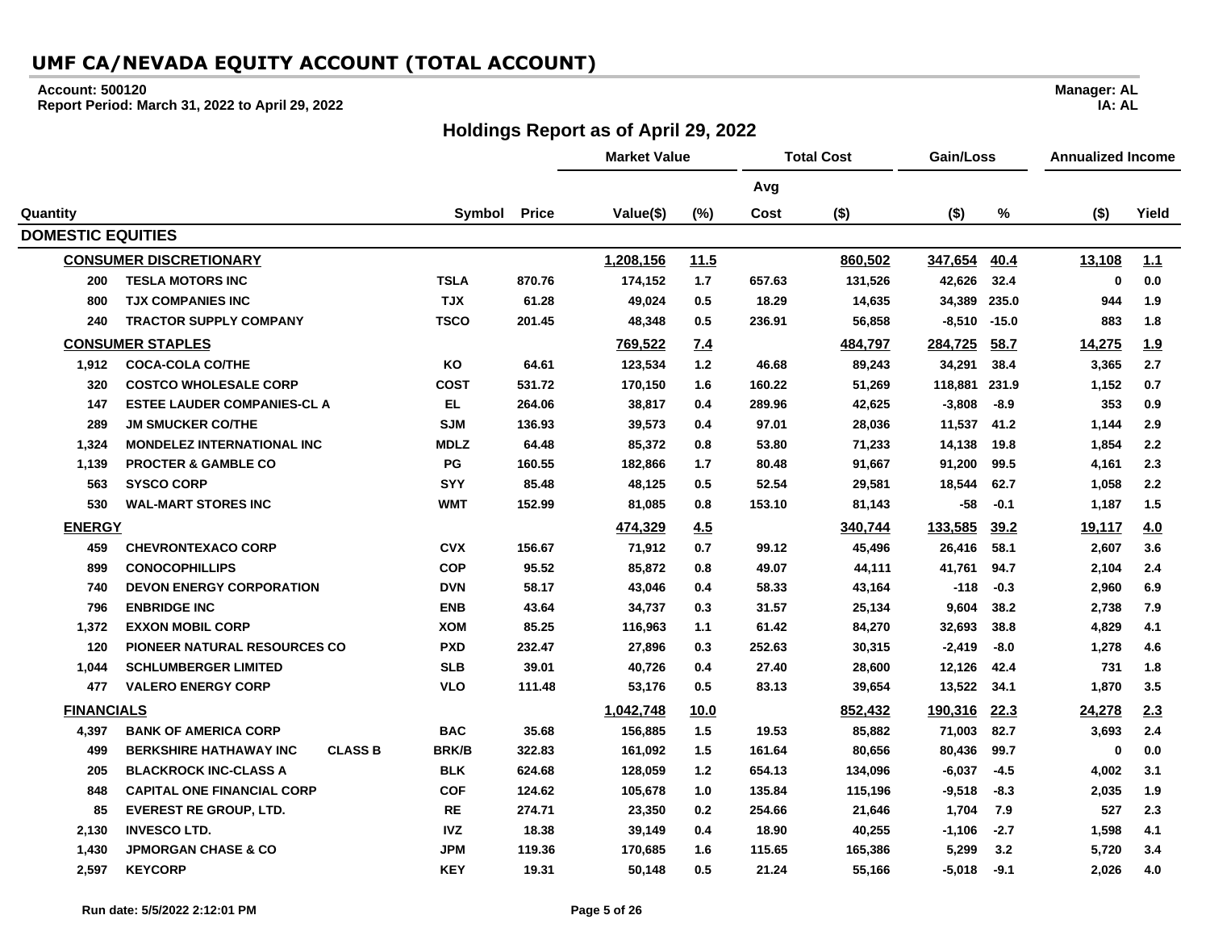# UMF CA/NEVADA EQUITY ACCOUNT (TOTAL ACCOUNT)

**Account: 500120**
**Report Period: March 31, 2022 to April 29, 2022**

**Manager: AL**
**IA: AL**

## Holdings Report as of April 29, 2022

| Quantity | | Symbol | Price | Market Value Value($) | Market Value (%) | Total Cost Avg Cost | Total Cost ($) | Gain/Loss ($) | Gain/Loss % | Annualized Income ($) | Annualized Income Yield |
|---|---|---|---|---|---|---|---|---|---|---|---|
| **DOMESTIC EQUITIES** | | | | | | | | | | | |
| | **CONSUMER DISCRETIONARY** | | | 1,208,156 | 11.5 | | 860,502 | 347,654 | 40.4 | 13,108 | 1.1 |
| 200 | TESLA MOTORS INC | TSLA | 870.76 | 174,152 | 1.7 | 657.63 | 131,526 | 42,626 | 32.4 | 0 | 0.0 |
| 800 | TJX COMPANIES INC | TJX | 61.28 | 49,024 | 0.5 | 18.29 | 14,635 | 34,389 | 235.0 | 944 | 1.9 |
| 240 | TRACTOR SUPPLY COMPANY | TSCO | 201.45 | 48,348 | 0.5 | 236.91 | 56,858 | -8,510 | -15.0 | 883 | 1.8 |
| | **CONSUMER STAPLES** | | | 769,522 | 7.4 | | 484,797 | 284,725 | 58.7 | 14,275 | 1.9 |
| 1,912 | COCA-COLA CO/THE | KO | 64.61 | 123,534 | 1.2 | 46.68 | 89,243 | 34,291 | 38.4 | 3,365 | 2.7 |
| 320 | COSTCO WHOLESALE CORP | COST | 531.72 | 170,150 | 1.6 | 160.22 | 51,269 | 118,881 | 231.9 | 1,152 | 0.7 |
| 147 | ESTEE LAUDER COMPANIES-CL A | EL | 264.06 | 38,817 | 0.4 | 289.96 | 42,625 | -3,808 | -8.9 | 353 | 0.9 |
| 289 | JM SMUCKER CO/THE | SJM | 136.93 | 39,573 | 0.4 | 97.01 | 28,036 | 11,537 | 41.2 | 1,144 | 2.9 |
| 1,324 | MONDELEZ INTERNATIONAL INC | MDLZ | 64.48 | 85,372 | 0.8 | 53.80 | 71,233 | 14,138 | 19.8 | 1,854 | 2.2 |
| 1,139 | PROCTER & GAMBLE CO | PG | 160.55 | 182,866 | 1.7 | 80.48 | 91,667 | 91,200 | 99.5 | 4,161 | 2.3 |
| 563 | SYSCO CORP | SYY | 85.48 | 48,125 | 0.5 | 52.54 | 29,581 | 18,544 | 62.7 | 1,058 | 2.2 |
| 530 | WAL-MART STORES INC | WMT | 152.99 | 81,085 | 0.8 | 153.10 | 81,143 | -58 | -0.1 | 1,187 | 1.5 |
| | **ENERGY** | | | 474,329 | 4.5 | | 340,744 | 133,585 | 39.2 | 19,117 | 4.0 |
| 459 | CHEVRONTEXACO CORP | CVX | 156.67 | 71,912 | 0.7 | 99.12 | 45,496 | 26,416 | 58.1 | 2,607 | 3.6 |
| 899 | CONOCOPHILLIPS | COP | 95.52 | 85,872 | 0.8 | 49.07 | 44,111 | 41,761 | 94.7 | 2,104 | 2.4 |
| 740 | DEVON ENERGY CORPORATION | DVN | 58.17 | 43,046 | 0.4 | 58.33 | 43,164 | -118 | -0.3 | 2,960 | 6.9 |
| 796 | ENBRIDGE INC | ENB | 43.64 | 34,737 | 0.3 | 31.57 | 25,134 | 9,604 | 38.2 | 2,738 | 7.9 |
| 1,372 | EXXON MOBIL CORP | XOM | 85.25 | 116,963 | 1.1 | 61.42 | 84,270 | 32,693 | 38.8 | 4,829 | 4.1 |
| 120 | PIONEER NATURAL RESOURCES CO | PXD | 232.47 | 27,896 | 0.3 | 252.63 | 30,315 | -2,419 | -8.0 | 1,278 | 4.6 |
| 1,044 | SCHLUMBERGER LIMITED | SLB | 39.01 | 40,726 | 0.4 | 27.40 | 28,600 | 12,126 | 42.4 | 731 | 1.8 |
| 477 | VALERO ENERGY CORP | VLO | 111.48 | 53,176 | 0.5 | 83.13 | 39,654 | 13,522 | 34.1 | 1,870 | 3.5 |
| | **FINANCIALS** | | | 1,042,748 | 10.0 | | 852,432 | 190,316 | 22.3 | 24,278 | 2.3 |
| 4,397 | BANK OF AMERICA CORP | BAC | 35.68 | 156,885 | 1.5 | 19.53 | 85,882 | 71,003 | 82.7 | 3,693 | 2.4 |
| 499 | BERKSHIRE HATHAWAY INC CLASS B | BRK/B | 322.83 | 161,092 | 1.5 | 161.64 | 80,656 | 80,436 | 99.7 | 0 | 0.0 |
| 205 | BLACKROCK INC-CLASS A | BLK | 624.68 | 128,059 | 1.2 | 654.13 | 134,096 | -6,037 | -4.5 | 4,002 | 3.1 |
| 848 | CAPITAL ONE FINANCIAL CORP | COF | 124.62 | 105,678 | 1.0 | 135.84 | 115,196 | -9,518 | -8.3 | 2,035 | 1.9 |
| 85 | EVEREST RE GROUP, LTD. | RE | 274.71 | 23,350 | 0.2 | 254.66 | 21,646 | 1,704 | 7.9 | 527 | 2.3 |
| 2,130 | INVESCO LTD. | IVZ | 18.38 | 39,149 | 0.4 | 18.90 | 40,255 | -1,106 | -2.7 | 1,598 | 4.1 |
| 1,430 | JPMORGAN CHASE & CO | JPM | 119.36 | 170,685 | 1.6 | 115.65 | 165,386 | 5,299 | 3.2 | 5,720 | 3.4 |
| 2,597 | KEYCORP | KEY | 19.31 | 50,148 | 0.5 | 21.24 | 55,166 | -5,018 | -9.1 | 2,026 | 4.0 |

Run date: 5/5/2022 2:12:01 PM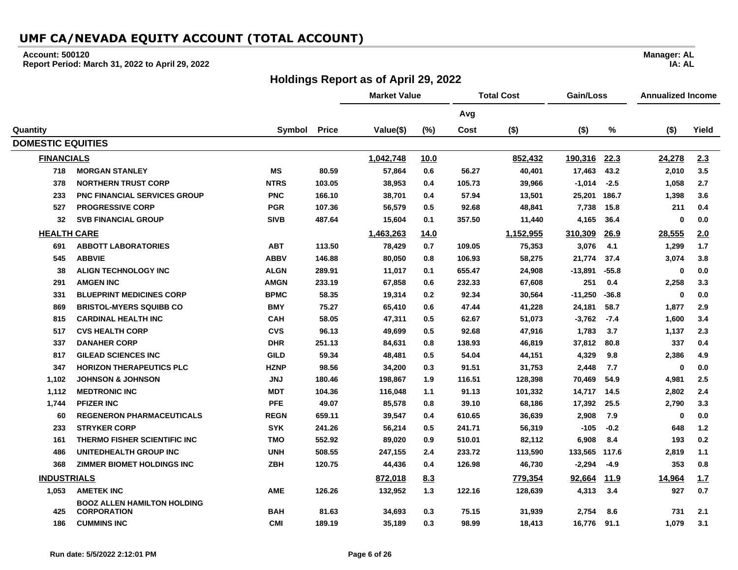# UMF CA/NEVADA EQUITY ACCOUNT (TOTAL ACCOUNT)

**Account: 500120**
**Report Period: March 31, 2022 to April 29, 2022**

**Manager: AL**
**IA: AL**

## Holdings Report as of April 29, 2022

| | | | | Market Value | | Total Cost | | Gain/Loss | | Annualized Income | |
|---|---|---|---|---|---|---|---|---|---|---|---|
| | | | | | | Avg | | | | | |
| Quantity | | Symbol | Price | Value($) | (%) | Cost | ($) | ($) | % | ($) | Yield |
| **DOMESTIC EQUITIES** | | | | | | | | | | | |
| **FINANCIALS** | | | | **1,042,748** | **10.0** | | **852,432** | **190,316** | **22.3** | **24,278** | **2.3** |
| 718 | MORGAN STANLEY | MS | 80.59 | 57,864 | 0.6 | 56.27 | 40,401 | 17,463 | 43.2 | 2,010 | 3.5 |
| 378 | NORTHERN TRUST CORP | NTRS | 103.05 | 38,953 | 0.4 | 105.73 | 39,966 | -1,014 | -2.5 | 1,058 | 2.7 |
| 233 | PNC FINANCIAL SERVICES GROUP | PNC | 166.10 | 38,701 | 0.4 | 57.94 | 13,501 | 25,201 | 186.7 | 1,398 | 3.6 |
| 527 | PROGRESSIVE CORP | PGR | 107.36 | 56,579 | 0.5 | 92.68 | 48,841 | 7,738 | 15.8 | 211 | 0.4 |
| 32 | SVB FINANCIAL GROUP | SIVB | 487.64 | 15,604 | 0.1 | 357.50 | 11,440 | 4,165 | 36.4 | 0 | 0.0 |
| **HEALTH CARE** | | | | **1,463,263** | **14.0** | | **1,152,955** | **310,309** | **26.9** | **28,555** | **2.0** |
| 691 | ABBOTT LABORATORIES | ABT | 113.50 | 78,429 | 0.7 | 109.05 | 75,353 | 3,076 | 4.1 | 1,299 | 1.7 |
| 545 | ABBVIE | ABBV | 146.88 | 80,050 | 0.8 | 106.93 | 58,275 | 21,774 | 37.4 | 3,074 | 3.8 |
| 38 | ALIGN TECHNOLOGY INC | ALGN | 289.91 | 11,017 | 0.1 | 655.47 | 24,908 | -13,891 | -55.8 | 0 | 0.0 |
| 291 | AMGEN INC | AMGN | 233.19 | 67,858 | 0.6 | 232.33 | 67,608 | 251 | 0.4 | 2,258 | 3.3 |
| 331 | BLUEPRINT MEDICINES CORP | BPMC | 58.35 | 19,314 | 0.2 | 92.34 | 30,564 | -11,250 | -36.8 | 0 | 0.0 |
| 869 | BRISTOL-MYERS SQUIBB CO | BMY | 75.27 | 65,410 | 0.6 | 47.44 | 41,228 | 24,181 | 58.7 | 1,877 | 2.9 |
| 815 | CARDINAL HEALTH INC | CAH | 58.05 | 47,311 | 0.5 | 62.67 | 51,073 | -3,762 | -7.4 | 1,600 | 3.4 |
| 517 | CVS HEALTH CORP | CVS | 96.13 | 49,699 | 0.5 | 92.68 | 47,916 | 1,783 | 3.7 | 1,137 | 2.3 |
| 337 | DANAHER CORP | DHR | 251.13 | 84,631 | 0.8 | 138.93 | 46,819 | 37,812 | 80.8 | 337 | 0.4 |
| 817 | GILEAD SCIENCES INC | GILD | 59.34 | 48,481 | 0.5 | 54.04 | 44,151 | 4,329 | 9.8 | 2,386 | 4.9 |
| 347 | HORIZON THERAPEUTICS PLC | HZNP | 98.56 | 34,200 | 0.3 | 91.51 | 31,753 | 2,448 | 7.7 | 0 | 0.0 |
| 1,102 | JOHNSON & JOHNSON | JNJ | 180.46 | 198,867 | 1.9 | 116.51 | 128,398 | 70,469 | 54.9 | 4,981 | 2.5 |
| 1,112 | MEDTRONIC INC | MDT | 104.36 | 116,048 | 1.1 | 91.13 | 101,332 | 14,717 | 14.5 | 2,802 | 2.4 |
| 1,744 | PFIZER INC | PFE | 49.07 | 85,578 | 0.8 | 39.10 | 68,186 | 17,392 | 25.5 | 2,790 | 3.3 |
| 60 | REGENERON PHARMACEUTICALS | REGN | 659.11 | 39,547 | 0.4 | 610.65 | 36,639 | 2,908 | 7.9 | 0 | 0.0 |
| 233 | STRYKER CORP | SYK | 241.26 | 56,214 | 0.5 | 241.71 | 56,319 | -105 | -0.2 | 648 | 1.2 |
| 161 | THERMO FISHER SCIENTIFIC INC | TMO | 552.92 | 89,020 | 0.9 | 510.01 | 82,112 | 6,908 | 8.4 | 193 | 0.2 |
| 486 | UNITEDHEALTH GROUP INC | UNH | 508.55 | 247,155 | 2.4 | 233.72 | 113,590 | 133,565 | 117.6 | 2,819 | 1.1 |
| 368 | ZIMMER BIOMET HOLDINGS INC | ZBH | 120.75 | 44,436 | 0.4 | 126.98 | 46,730 | -2,294 | -4.9 | 353 | 0.8 |
| **INDUSTRIALS** | | | | **872,018** | **8.3** | | **779,354** | **92,664** | **11.9** | **14,964** | **1.7** |
| 1,053 | AMETEK INC | AME | 126.26 | 132,952 | 1.3 | 122.16 | 128,639 | 4,313 | 3.4 | 927 | 0.7 |
| 425 | BOOZ ALLEN HAMILTON HOLDING CORPORATION | BAH | 81.63 | 34,693 | 0.3 | 75.15 | 31,939 | 2,754 | 8.6 | 731 | 2.1 |
| 186 | CUMMINS INC | CMI | 189.19 | 35,189 | 0.3 | 98.99 | 18,413 | 16,776 | 91.1 | 1,079 | 3.1 |

Run date: 5/5/2022 2:12:01 PM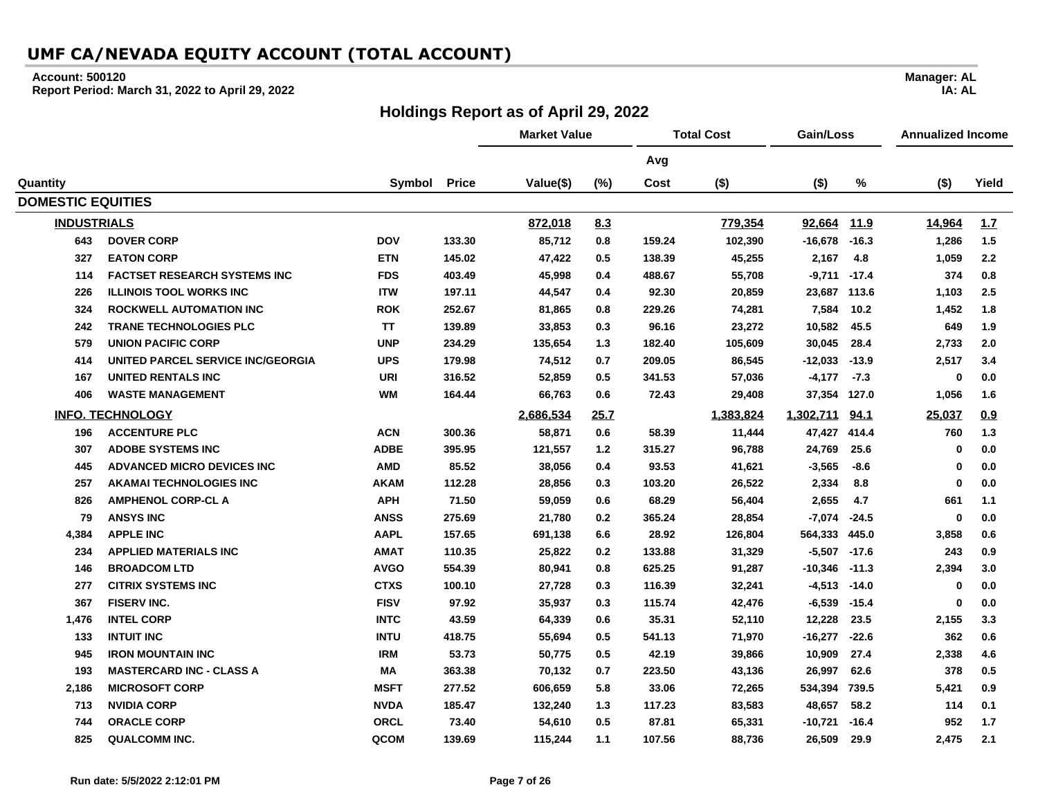# UMF CA/NEVADA EQUITY ACCOUNT (TOTAL ACCOUNT)

**Account: 500120**
**Report Period: March 31, 2022 to April 29, 2022**

**Manager: AL**
**IA: AL**

## Holdings Report as of April 29, 2022

| Quantity | | Symbol | Price | Market Value Value($) | (%) | Total Cost Avg Cost | ($) | Gain/Loss ($) | % | Annualized Income ($) | Yield |
|---|---|---|---|---|---|---|---|---|---|---|---|
| **DOMESTIC EQUITIES** | | | | | | | | | | | |
| **INDUSTRIALS** | | | | **872,018** | **8.3** | | **779,354** | **92,664** | **11.9** | **14,964** | **1.7** |
| 643 | DOVER CORP | DOV | 133.30 | 85,712 | 0.8 | 159.24 | 102,390 | -16,678 | -16.3 | 1,286 | 1.5 |
| 327 | EATON CORP | ETN | 145.02 | 47,422 | 0.5 | 138.39 | 45,255 | 2,167 | 4.8 | 1,059 | 2.2 |
| 114 | FACTSET RESEARCH SYSTEMS INC | FDS | 403.49 | 45,998 | 0.4 | 488.67 | 55,708 | -9,711 | -17.4 | 374 | 0.8 |
| 226 | ILLINOIS TOOL WORKS INC | ITW | 197.11 | 44,547 | 0.4 | 92.30 | 20,859 | 23,687 | 113.6 | 1,103 | 2.5 |
| 324 | ROCKWELL AUTOMATION INC | ROK | 252.67 | 81,865 | 0.8 | 229.26 | 74,281 | 7,584 | 10.2 | 1,452 | 1.8 |
| 242 | TRANE TECHNOLOGIES PLC | TT | 139.89 | 33,853 | 0.3 | 96.16 | 23,272 | 10,582 | 45.5 | 649 | 1.9 |
| 579 | UNION PACIFIC CORP | UNP | 234.29 | 135,654 | 1.3 | 182.40 | 105,609 | 30,045 | 28.4 | 2,733 | 2.0 |
| 414 | UNITED PARCEL SERVICE INC/GEORGIA | UPS | 179.98 | 74,512 | 0.7 | 209.05 | 86,545 | -12,033 | -13.9 | 2,517 | 3.4 |
| 167 | UNITED RENTALS INC | URI | 316.52 | 52,859 | 0.5 | 341.53 | 57,036 | -4,177 | -7.3 | 0 | 0.0 |
| 406 | WASTE MANAGEMENT | WM | 164.44 | 66,763 | 0.6 | 72.43 | 29,408 | 37,354 | 127.0 | 1,056 | 1.6 |
| **INFO. TECHNOLOGY** | | | | **2,686,534** | **25.7** | | **1,383,824** | **1,302,711** | **94.1** | **25,037** | **0.9** |
| 196 | ACCENTURE PLC | ACN | 300.36 | 58,871 | 0.6 | 58.39 | 11,444 | 47,427 | 414.4 | 760 | 1.3 |
| 307 | ADOBE SYSTEMS INC | ADBE | 395.95 | 121,557 | 1.2 | 315.27 | 96,788 | 24,769 | 25.6 | 0 | 0.0 |
| 445 | ADVANCED MICRO DEVICES INC | AMD | 85.52 | 38,056 | 0.4 | 93.53 | 41,621 | -3,565 | -8.6 | 0 | 0.0 |
| 257 | AKAMAI TECHNOLOGIES INC | AKAM | 112.28 | 28,856 | 0.3 | 103.20 | 26,522 | 2,334 | 8.8 | 0 | 0.0 |
| 826 | AMPHENOL CORP-CL A | APH | 71.50 | 59,059 | 0.6 | 68.29 | 56,404 | 2,655 | 4.7 | 661 | 1.1 |
| 79 | ANSYS INC | ANSS | 275.69 | 21,780 | 0.2 | 365.24 | 28,854 | -7,074 | -24.5 | 0 | 0.0 |
| 4,384 | APPLE INC | AAPL | 157.65 | 691,138 | 6.6 | 28.92 | 126,804 | 564,333 | 445.0 | 3,858 | 0.6 |
| 234 | APPLIED MATERIALS INC | AMAT | 110.35 | 25,822 | 0.2 | 133.88 | 31,329 | -5,507 | -17.6 | 243 | 0.9 |
| 146 | BROADCOM LTD | AVGO | 554.39 | 80,941 | 0.8 | 625.25 | 91,287 | -10,346 | -11.3 | 2,394 | 3.0 |
| 277 | CITRIX SYSTEMS INC | CTXS | 100.10 | 27,728 | 0.3 | 116.39 | 32,241 | -4,513 | -14.0 | 0 | 0.0 |
| 367 | FISERV INC. | FISV | 97.92 | 35,937 | 0.3 | 115.74 | 42,476 | -6,539 | -15.4 | 0 | 0.0 |
| 1,476 | INTEL CORP | INTC | 43.59 | 64,339 | 0.6 | 35.31 | 52,110 | 12,228 | 23.5 | 2,155 | 3.3 |
| 133 | INTUIT INC | INTU | 418.75 | 55,694 | 0.5 | 541.13 | 71,970 | -16,277 | -22.6 | 362 | 0.6 |
| 945 | IRON MOUNTAIN INC | IRM | 53.73 | 50,775 | 0.5 | 42.19 | 39,866 | 10,909 | 27.4 | 2,338 | 4.6 |
| 193 | MASTERCARD INC - CLASS A | MA | 363.38 | 70,132 | 0.7 | 223.50 | 43,136 | 26,997 | 62.6 | 378 | 0.5 |
| 2,186 | MICROSOFT CORP | MSFT | 277.52 | 606,659 | 5.8 | 33.06 | 72,265 | 534,394 | 739.5 | 5,421 | 0.9 |
| 713 | NVIDIA CORP | NVDA | 185.47 | 132,240 | 1.3 | 117.23 | 83,583 | 48,657 | 58.2 | 114 | 0.1 |
| 744 | ORACLE CORP | ORCL | 73.40 | 54,610 | 0.5 | 87.81 | 65,331 | -10,721 | -16.4 | 952 | 1.7 |
| 825 | QUALCOMM INC. | QCOM | 139.69 | 115,244 | 1.1 | 107.56 | 88,736 | 26,509 | 29.9 | 2,475 | 2.1 |

Run date: 5/5/2022 2:12:01 PM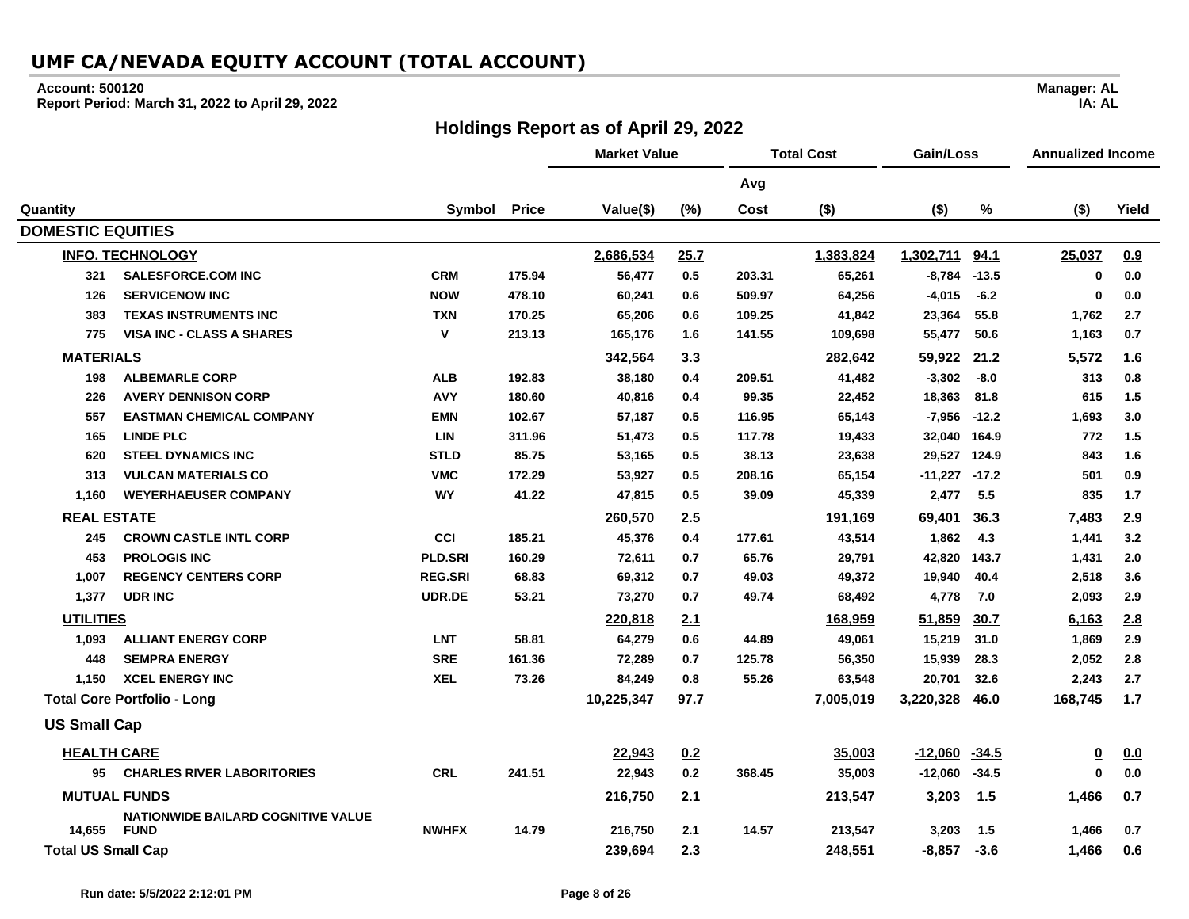# UMF CA/NEVADA EQUITY ACCOUNT (TOTAL ACCOUNT)

**Account: 500120**
**Report Period: March 31, 2022 to April 29, 2022**

**Manager: AL**
**IA: AL**

## Holdings Report as of April 29, 2022

| | | | | Market Value | | Total Cost | | Gain/Loss | | Annualized Income | |
|---|---|---|---|---|---|---|---|---|---|---|---|
| | | | | | | Avg | | | | | |
| Quantity | | Symbol | Price | Value($) | (%) | Cost | ($) | ($) | % | ($) | Yield |
| **DOMESTIC EQUITIES** | | | | | | | | | | | |
| **INFO. TECHNOLOGY** | | | | **2,686,534** | **25.7** | | **1,383,824** | **1,302,711** | **94.1** | **25,037** | **0.9** |
| 321 | SALESFORCE.COM INC | CRM | 175.94 | 56,477 | 0.5 | 203.31 | 65,261 | -8,784 | -13.5 | 0 | 0.0 |
| 126 | SERVICENOW INC | NOW | 478.10 | 60,241 | 0.6 | 509.97 | 64,256 | -4,015 | -6.2 | 0 | 0.0 |
| 383 | TEXAS INSTRUMENTS INC | TXN | 170.25 | 65,206 | 0.6 | 109.25 | 41,842 | 23,364 | 55.8 | 1,762 | 2.7 |
| 775 | VISA INC - CLASS A SHARES | V | 213.13 | 165,176 | 1.6 | 141.55 | 109,698 | 55,477 | 50.6 | 1,163 | 0.7 |
| **MATERIALS** | | | | **342,564** | **3.3** | | **282,642** | **59,922** | **21.2** | **5,572** | **1.6** |
| 198 | ALBEMARLE CORP | ALB | 192.83 | 38,180 | 0.4 | 209.51 | 41,482 | -3,302 | -8.0 | 313 | 0.8 |
| 226 | AVERY DENNISON CORP | AVY | 180.60 | 40,816 | 0.4 | 99.35 | 22,452 | 18,363 | 81.8 | 615 | 1.5 |
| 557 | EASTMAN CHEMICAL COMPANY | EMN | 102.67 | 57,187 | 0.5 | 116.95 | 65,143 | -7,956 | -12.2 | 1,693 | 3.0 |
| 165 | LINDE PLC | LIN | 311.96 | 51,473 | 0.5 | 117.78 | 19,433 | 32,040 | 164.9 | 772 | 1.5 |
| 620 | STEEL DYNAMICS INC | STLD | 85.75 | 53,165 | 0.5 | 38.13 | 23,638 | 29,527 | 124.9 | 843 | 1.6 |
| 313 | VULCAN MATERIALS CO | VMC | 172.29 | 53,927 | 0.5 | 208.16 | 65,154 | -11,227 | -17.2 | 501 | 0.9 |
| 1,160 | WEYERHAEUSER COMPANY | WY | 41.22 | 47,815 | 0.5 | 39.09 | 45,339 | 2,477 | 5.5 | 835 | 1.7 |
| **REAL ESTATE** | | | | **260,570** | **2.5** | | **191,169** | **69,401** | **36.3** | **7,483** | **2.9** |
| 245 | CROWN CASTLE INTL CORP | CCI | 185.21 | 45,376 | 0.4 | 177.61 | 43,514 | 1,862 | 4.3 | 1,441 | 3.2 |
| 453 | PROLOGIS INC | PLD.SRI | 160.29 | 72,611 | 0.7 | 65.76 | 29,791 | 42,820 | 143.7 | 1,431 | 2.0 |
| 1,007 | REGENCY CENTERS CORP | REG.SRI | 68.83 | 69,312 | 0.7 | 49.03 | 49,372 | 19,940 | 40.4 | 2,518 | 3.6 |
| 1,377 | UDR INC | UDR.DE | 53.21 | 73,270 | 0.7 | 49.74 | 68,492 | 4,778 | 7.0 | 2,093 | 2.9 |
| **UTILITIES** | | | | **220,818** | **2.1** | | **168,959** | **51,859** | **30.7** | **6,163** | **2.8** |
| 1,093 | ALLIANT ENERGY CORP | LNT | 58.81 | 64,279 | 0.6 | 44.89 | 49,061 | 15,219 | 31.0 | 1,869 | 2.9 |
| 448 | SEMPRA ENERGY | SRE | 161.36 | 72,289 | 0.7 | 125.78 | 56,350 | 15,939 | 28.3 | 2,052 | 2.8 |
| 1,150 | XCEL ENERGY INC | XEL | 73.26 | 84,249 | 0.8 | 55.26 | 63,548 | 20,701 | 32.6 | 2,243 | 2.7 |
| **Total Core Portfolio - Long** | | | | **10,225,347** | **97.7** | | **7,005,019** | **3,220,328** | **46.0** | **168,745** | **1.7** |
| **US Small Cap** | | | | | | | | | | | |
| **HEALTH CARE** | | | | **22,943** | **0.2** | | **35,003** | **-12,060** | **-34.5** | **0** | **0.0** |
| 95 | CHARLES RIVER LABORITORIES | CRL | 241.51 | 22,943 | 0.2 | 368.45 | 35,003 | -12,060 | -34.5 | 0 | 0.0 |
| **MUTUAL FUNDS** | | | | **216,750** | **2.1** | | **213,547** | **3,203** | **1.5** | **1,466** | **0.7** |
| 14,655 | NATIONWIDE BAILARD COGNITIVE VALUE FUND | NWHFX | 14.79 | 216,750 | 2.1 | 14.57 | 213,547 | 3,203 | 1.5 | 1,466 | 0.7 |
| **Total US Small Cap** | | | | **239,694** | **2.3** | | **248,551** | **-8,857** | **-3.6** | **1,466** | **0.6** |

**Run date: 5/5/2022 2:12:01 PM**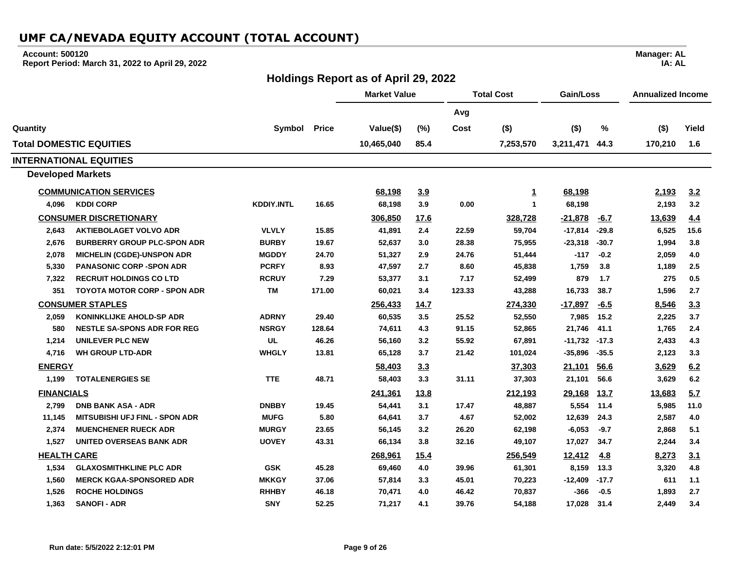# UMF CA/NEVADA EQUITY ACCOUNT (TOTAL ACCOUNT)

**Account: 500120**
**Report Period: March 31, 2022 to April 29, 2022**

**Manager: AL**
**IA: AL**

## Holdings Report as of April 29, 2022

| Quantity | | Symbol | Price | Market Value Value($) | Market Value (%) | Total Cost Avg Cost | Total Cost ($) | Gain/Loss ($) | Gain/Loss % | Annualized Income ($) | Annualized Income Yield |
|---|---|---|---|---|---|---|---|---|---|---|---|
| **Total DOMESTIC EQUITIES** | | | | **10,465,040** | **85.4** | | **7,253,570** | **3,211,471** | **44.3** | **170,210** | **1.6** |
| **INTERNATIONAL EQUITIES** | | | | | | | | | | | |
| **Developed Markets** | | | | | | | | | | | |
| **COMMUNICATION SERVICES** | | | | **68,198** | **3.9** | | **1** | **68,198** | | **2,193** | **3.2** |
| 4,096 | KDDI CORP | KDDIY.INTL | 16.65 | 68,198 | 3.9 | 0.00 | 1 | 68,198 | | 2,193 | 3.2 |
| **CONSUMER DISCRETIONARY** | | | | **306,850** | **17.6** | | **328,728** | **-21,878** | **-6.7** | **13,639** | **4.4** |
| 2,643 | AKTIEBOLAGET VOLVO ADR | VLVLY | 15.85 | 41,891 | 2.4 | 22.59 | 59,704 | -17,814 | -29.8 | 6,525 | 15.6 |
| 2,676 | BURBERRY GROUP PLC-SPON ADR | BURBY | 19.67 | 52,637 | 3.0 | 28.38 | 75,955 | -23,318 | -30.7 | 1,994 | 3.8 |
| 2,078 | MICHELIN (CGDE)-UNSPON ADR | MGDDY | 24.70 | 51,327 | 2.9 | 24.76 | 51,444 | -117 | -0.2 | 2,059 | 4.0 |
| 5,330 | PANASONIC CORP -SPON ADR | PCRFY | 8.93 | 47,597 | 2.7 | 8.60 | 45,838 | 1,759 | 3.8 | 1,189 | 2.5 |
| 7,322 | RECRUIT HOLDINGS CO LTD | RCRUY | 7.29 | 53,377 | 3.1 | 7.17 | 52,499 | 879 | 1.7 | 275 | 0.5 |
| 351 | TOYOTA MOTOR CORP - SPON ADR | TM | 171.00 | 60,021 | 3.4 | 123.33 | 43,288 | 16,733 | 38.7 | 1,596 | 2.7 |
| **CONSUMER STAPLES** | | | | **256,433** | **14.7** | | **274,330** | **-17,897** | **-6.5** | **8,546** | **3.3** |
| 2,059 | KONINKLIJKE AHOLD-SP ADR | ADRNY | 29.40 | 60,535 | 3.5 | 25.52 | 52,550 | 7,985 | 15.2 | 2,225 | 3.7 |
| 580 | NESTLE SA-SPONS ADR FOR REG | NSRGY | 128.64 | 74,611 | 4.3 | 91.15 | 52,865 | 21,746 | 41.1 | 1,765 | 2.4 |
| 1,214 | UNILEVER PLC NEW | UL | 46.26 | 56,160 | 3.2 | 55.92 | 67,891 | -11,732 | -17.3 | 2,433 | 4.3 |
| 4,716 | WH GROUP LTD-ADR | WHGLY | 13.81 | 65,128 | 3.7 | 21.42 | 101,024 | -35,896 | -35.5 | 2,123 | 3.3 |
| **ENERGY** | | | | **58,403** | **3.3** | | **37,303** | **21,101** | **56.6** | **3,629** | **6.2** |
| 1,199 | TOTALENERGIES SE | TTE | 48.71 | 58,403 | 3.3 | 31.11 | 37,303 | 21,101 | 56.6 | 3,629 | 6.2 |
| **FINANCIALS** | | | | **241,361** | **13.8** | | **212,193** | **29,168** | **13.7** | **13,683** | **5.7** |
| 2,799 | DNB BANK ASA - ADR | DNBBY | 19.45 | 54,441 | 3.1 | 17.47 | 48,887 | 5,554 | 11.4 | 5,985 | 11.0 |
| 11,145 | MITSUBISHI UFJ FINL - SPON ADR | MUFG | 5.80 | 64,641 | 3.7 | 4.67 | 52,002 | 12,639 | 24.3 | 2,587 | 4.0 |
| 2,374 | MUENCHENER RUECK ADR | MURGY | 23.65 | 56,145 | 3.2 | 26.20 | 62,198 | -6,053 | -9.7 | 2,868 | 5.1 |
| 1,527 | UNITED OVERSEAS BANK ADR | UOVEY | 43.31 | 66,134 | 3.8 | 32.16 | 49,107 | 17,027 | 34.7 | 2,244 | 3.4 |
| **HEALTH CARE** | | | | **268,961** | **15.4** | | **256,549** | **12,412** | **4.8** | **8,273** | **3.1** |
| 1,534 | GLAXOSMITHKLINE PLC ADR | GSK | 45.28 | 69,460 | 4.0 | 39.96 | 61,301 | 8,159 | 13.3 | 3,320 | 4.8 |
| 1,560 | MERCK KGAA-SPONSORED ADR | MKKGY | 37.06 | 57,814 | 3.3 | 45.01 | 70,223 | -12,409 | -17.7 | 611 | 1.1 |
| 1,526 | ROCHE HOLDINGS | RHHBY | 46.18 | 70,471 | 4.0 | 46.42 | 70,837 | -366 | -0.5 | 1,893 | 2.7 |
| 1,363 | SANOFI - ADR | SNY | 52.25 | 71,217 | 4.1 | 39.76 | 54,188 | 17,028 | 31.4 | 2,449 | 3.4 |

Run date: 5/5/2022 2:12:01 PM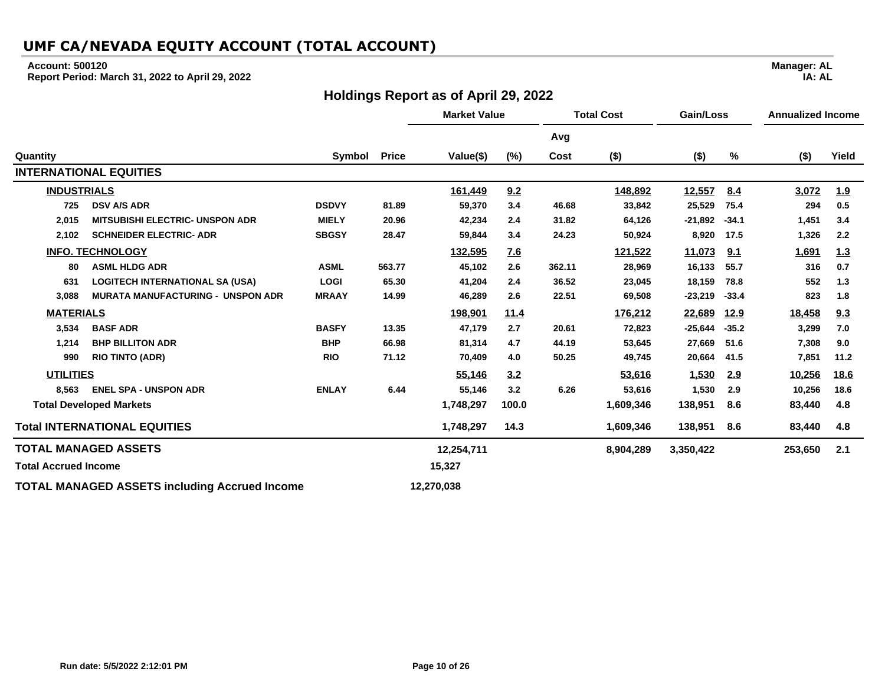# UMF CA/NEVADA EQUITY ACCOUNT (TOTAL ACCOUNT)

**Account: 500120**
**Report Period: March 31, 2022 to April 29, 2022**

**Manager: AL**
**IA: AL**

## Holdings Report as of April 29, 2022

| Quantity | | Symbol | Price | Market Value Value($) | Market Value (%) | Total Cost Avg Cost | Total Cost ($) | Gain/Loss ($) | Gain/Loss % | Annualized Income ($) | Annualized Income Yield |
|---|---|---|---|---|---|---|---|---|---|---|---|
| **INTERNATIONAL EQUITIES** | | | | | | | | | | | |
| **INDUSTRIALS** | | | | 161,449 | 9.2 | | 148,892 | 12,557 | 8.4 | 3,072 | 1.9 |
| 725 | DSV A/S ADR | DSDVY | 81.89 | 59,370 | 3.4 | 46.68 | 33,842 | 25,529 | 75.4 | 294 | 0.5 |
| 2,015 | MITSUBISHI ELECTRIC- UNSPON ADR | MIELY | 20.96 | 42,234 | 2.4 | 31.82 | 64,126 | -21,892 | -34.1 | 1,451 | 3.4 |
| 2,102 | SCHNEIDER ELECTRIC- ADR | SBGSY | 28.47 | 59,844 | 3.4 | 24.23 | 50,924 | 8,920 | 17.5 | 1,326 | 2.2 |
| **INFO. TECHNOLOGY** | | | | 132,595 | 7.6 | | 121,522 | 11,073 | 9.1 | 1,691 | 1.3 |
| 80 | ASML HLDG ADR | ASML | 563.77 | 45,102 | 2.6 | 362.11 | 28,969 | 16,133 | 55.7 | 316 | 0.7 |
| 631 | LOGITECH INTERNATIONAL SA (USA) | LOGI | 65.30 | 41,204 | 2.4 | 36.52 | 23,045 | 18,159 | 78.8 | 552 | 1.3 |
| 3,088 | MURATA MANUFACTURING - UNSPON ADR | MRAAY | 14.99 | 46,289 | 2.6 | 22.51 | 69,508 | -23,219 | -33.4 | 823 | 1.8 |
| **MATERIALS** | | | | 198,901 | 11.4 | | 176,212 | 22,689 | 12.9 | 18,458 | 9.3 |
| 3,534 | BASF ADR | BASFY | 13.35 | 47,179 | 2.7 | 20.61 | 72,823 | -25,644 | -35.2 | 3,299 | 7.0 |
| 1,214 | BHP BILLITON ADR | BHP | 66.98 | 81,314 | 4.7 | 44.19 | 53,645 | 27,669 | 51.6 | 7,308 | 9.0 |
| 990 | RIO TINTO (ADR) | RIO | 71.12 | 70,409 | 4.0 | 50.25 | 49,745 | 20,664 | 41.5 | 7,851 | 11.2 |
| **UTILITIES** | | | | 55,146 | 3.2 | | 53,616 | 1,530 | 2.9 | 10,256 | 18.6 |
| 8,563 | ENEL SPA - UNSPON ADR | ENLAY | 6.44 | 55,146 | 3.2 | 6.26 | 53,616 | 1,530 | 2.9 | 10,256 | 18.6 |
| **Total Developed Markets** | | | | 1,748,297 | 100.0 | | 1,609,346 | 138,951 | 8.6 | 83,440 | 4.8 |
| **Total INTERNATIONAL EQUITIES** | | | | 1,748,297 | 14.3 | | 1,609,346 | 138,951 | 8.6 | 83,440 | 4.8 |
| **TOTAL MANAGED ASSETS** | | | | 12,254,711 | | | 8,904,289 | 3,350,422 | | 253,650 | 2.1 |
| **Total Accrued Income** | | | | 15,327 | | | | | | | |
| **TOTAL MANAGED ASSETS including Accrued Income** | | | | 12,270,038 | | | | | | | |

Run date: 5/5/2022 2:12:01 PM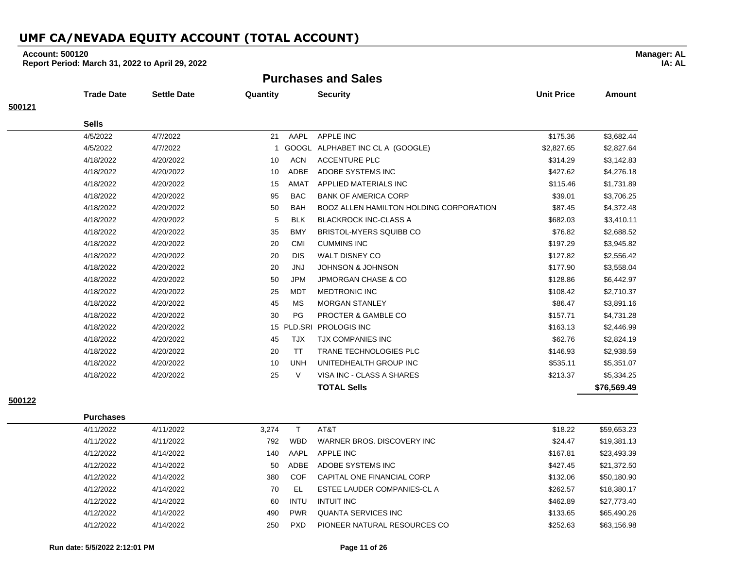# UMF CA/NEVADA EQUITY ACCOUNT (TOTAL ACCOUNT)

**Account: 500120**
**Report Period: March 31, 2022 to April 29, 2022**

**Manager: AL**
**IA: AL**

## Purchases and Sales

| | Trade Date | Settle Date | Quantity | | Security | Unit Price | Amount |
|---|---|---|---|---|---|---|---|
| **500121** | | | | | | | |
| | **Sells** | | | | | | |
| | 4/5/2022 | 4/7/2022 | 21 | AAPL | APPLE INC | $175.36 | $3,682.44 |
| | 4/5/2022 | 4/7/2022 | 1 | GOOGL | ALPHABET INC CL A (GOOGLE) | $2,827.65 | $2,827.64 |
| | 4/18/2022 | 4/20/2022 | 10 | ACN | ACCENTURE PLC | $314.29 | $3,142.83 |
| | 4/18/2022 | 4/20/2022 | 10 | ADBE | ADOBE SYSTEMS INC | $427.62 | $4,276.18 |
| | 4/18/2022 | 4/20/2022 | 15 | AMAT | APPLIED MATERIALS INC | $115.46 | $1,731.89 |
| | 4/18/2022 | 4/20/2022 | 95 | BAC | BANK OF AMERICA CORP | $39.01 | $3,706.25 |
| | 4/18/2022 | 4/20/2022 | 50 | BAH | BOOZ ALLEN HAMILTON HOLDING CORPORATION | $87.45 | $4,372.48 |
| | 4/18/2022 | 4/20/2022 | 5 | BLK | BLACKROCK INC-CLASS A | $682.03 | $3,410.11 |
| | 4/18/2022 | 4/20/2022 | 35 | BMY | BRISTOL-MYERS SQUIBB CO | $76.82 | $2,688.52 |
| | 4/18/2022 | 4/20/2022 | 20 | CMI | CUMMINS INC | $197.29 | $3,945.82 |
| | 4/18/2022 | 4/20/2022 | 20 | DIS | WALT DISNEY CO | $127.82 | $2,556.42 |
| | 4/18/2022 | 4/20/2022 | 20 | JNJ | JOHNSON & JOHNSON | $177.90 | $3,558.04 |
| | 4/18/2022 | 4/20/2022 | 50 | JPM | JPMORGAN CHASE & CO | $128.86 | $6,442.97 |
| | 4/18/2022 | 4/20/2022 | 25 | MDT | MEDTRONIC INC | $108.42 | $2,710.37 |
| | 4/18/2022 | 4/20/2022 | 45 | MS | MORGAN STANLEY | $86.47 | $3,891.16 |
| | 4/18/2022 | 4/20/2022 | 30 | PG | PROCTER & GAMBLE CO | $157.71 | $4,731.28 |
| | 4/18/2022 | 4/20/2022 | 15 | PLD.SRI | PROLOGIS INC | $163.13 | $2,446.99 |
| | 4/18/2022 | 4/20/2022 | 45 | TJX | TJX COMPANIES INC | $62.76 | $2,824.19 |
| | 4/18/2022 | 4/20/2022 | 20 | TT | TRANE TECHNOLOGIES PLC | $146.93 | $2,938.59 |
| | 4/18/2022 | 4/20/2022 | 10 | UNH | UNITEDHEALTH GROUP INC | $535.11 | $5,351.07 |
| | 4/18/2022 | 4/20/2022 | 25 | V | VISA INC - CLASS A SHARES | $213.37 | $5,334.25 |
| | | | | | **TOTAL Sells** | | **$76,569.49** |
| **500122** | | | | | | | |
| | **Purchases** | | | | | | |
| | 4/11/2022 | 4/11/2022 | 3,274 | T | AT&T | $18.22 | $59,653.23 |
| | 4/11/2022 | 4/11/2022 | 792 | WBD | WARNER BROS. DISCOVERY INC | $24.47 | $19,381.13 |
| | 4/12/2022 | 4/14/2022 | 140 | AAPL | APPLE INC | $167.81 | $23,493.39 |
| | 4/12/2022 | 4/14/2022 | 50 | ADBE | ADOBE SYSTEMS INC | $427.45 | $21,372.50 |
| | 4/12/2022 | 4/14/2022 | 380 | COF | CAPITAL ONE FINANCIAL CORP | $132.06 | $50,180.90 |
| | 4/12/2022 | 4/14/2022 | 70 | EL | ESTEE LAUDER COMPANIES-CL A | $262.57 | $18,380.17 |
| | 4/12/2022 | 4/14/2022 | 60 | INTU | INTUIT INC | $462.89 | $27,773.40 |
| | 4/12/2022 | 4/14/2022 | 490 | PWR | QUANTA SERVICES INC | $133.65 | $65,490.26 |
| | 4/12/2022 | 4/14/2022 | 250 | PXD | PIONEER NATURAL RESOURCES CO | $252.63 | $63,156.98 |

**Run date: 5/5/2022 2:12:01 PM**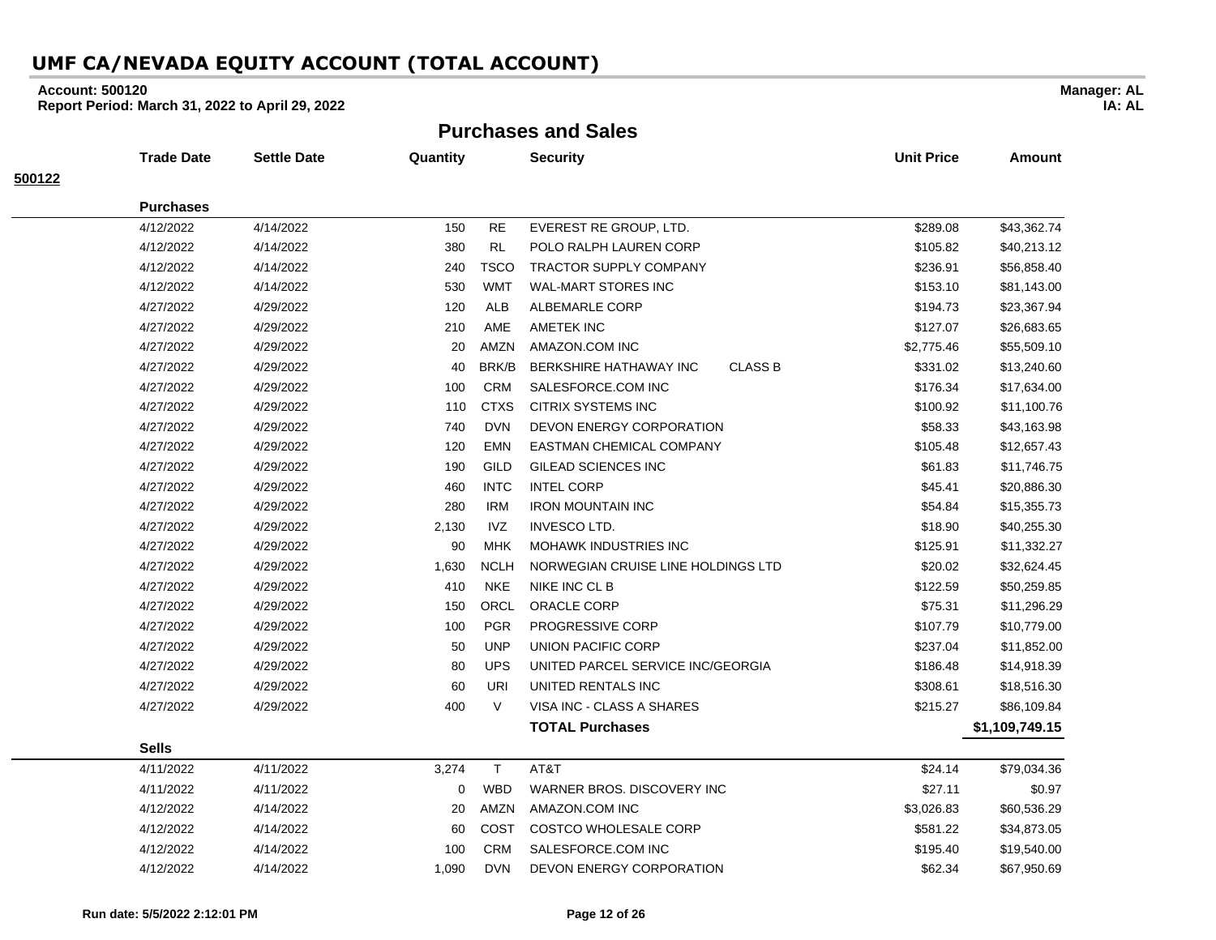# UMF CA/NEVADA EQUITY ACCOUNT (TOTAL ACCOUNT)

**Account: 500120** | **Manager: AL**
**Report Period: March 31, 2022 to April 29, 2022** | **IA: AL**

## Purchases and Sales

**500122**

| Trade Date | Settle Date | Quantity | | Security | Unit Price | Amount |
|---|---|---|---|---|---|---|
| **Purchases** | | | | | | |
| 4/12/2022 | 4/14/2022 | 150 | RE | EVEREST RE GROUP, LTD. | $289.08 | $43,362.74 |
| 4/12/2022 | 4/14/2022 | 380 | RL | POLO RALPH LAUREN CORP | $105.82 | $40,213.12 |
| 4/12/2022 | 4/14/2022 | 240 | TSCO | TRACTOR SUPPLY COMPANY | $236.91 | $56,858.40 |
| 4/12/2022 | 4/14/2022 | 530 | WMT | WAL-MART STORES INC | $153.10 | $81,143.00 |
| 4/27/2022 | 4/29/2022 | 120 | ALB | ALBEMARLE CORP | $194.73 | $23,367.94 |
| 4/27/2022 | 4/29/2022 | 210 | AME | AMETEK INC | $127.07 | $26,683.65 |
| 4/27/2022 | 4/29/2022 | 20 | AMZN | AMAZON.COM INC | $2,775.46 | $55,509.10 |
| 4/27/2022 | 4/29/2022 | 40 | BRK/B | BERKSHIRE HATHAWAY INC CLASS B | $331.02 | $13,240.60 |
| 4/27/2022 | 4/29/2022 | 100 | CRM | SALESFORCE.COM INC | $176.34 | $17,634.00 |
| 4/27/2022 | 4/29/2022 | 110 | CTXS | CITRIX SYSTEMS INC | $100.92 | $11,100.76 |
| 4/27/2022 | 4/29/2022 | 740 | DVN | DEVON ENERGY CORPORATION | $58.33 | $43,163.98 |
| 4/27/2022 | 4/29/2022 | 120 | EMN | EASTMAN CHEMICAL COMPANY | $105.48 | $12,657.43 |
| 4/27/2022 | 4/29/2022 | 190 | GILD | GILEAD SCIENCES INC | $61.83 | $11,746.75 |
| 4/27/2022 | 4/29/2022 | 460 | INTC | INTEL CORP | $45.41 | $20,886.30 |
| 4/27/2022 | 4/29/2022 | 280 | IRM | IRON MOUNTAIN INC | $54.84 | $15,355.73 |
| 4/27/2022 | 4/29/2022 | 2,130 | IVZ | INVESCO LTD. | $18.90 | $40,255.30 |
| 4/27/2022 | 4/29/2022 | 90 | MHK | MOHAWK INDUSTRIES INC | $125.91 | $11,332.27 |
| 4/27/2022 | 4/29/2022 | 1,630 | NCLH | NORWEGIAN CRUISE LINE HOLDINGS LTD | $20.02 | $32,624.45 |
| 4/27/2022 | 4/29/2022 | 410 | NKE | NIKE INC CL B | $122.59 | $50,259.85 |
| 4/27/2022 | 4/29/2022 | 150 | ORCL | ORACLE CORP | $75.31 | $11,296.29 |
| 4/27/2022 | 4/29/2022 | 100 | PGR | PROGRESSIVE CORP | $107.79 | $10,779.00 |
| 4/27/2022 | 4/29/2022 | 50 | UNP | UNION PACIFIC CORP | $237.04 | $11,852.00 |
| 4/27/2022 | 4/29/2022 | 80 | UPS | UNITED PARCEL SERVICE INC/GEORGIA | $186.48 | $14,918.39 |
| 4/27/2022 | 4/29/2022 | 60 | URI | UNITED RENTALS INC | $308.61 | $18,516.30 |
| 4/27/2022 | 4/29/2022 | 400 | V | VISA INC - CLASS A SHARES | $215.27 | $86,109.84 |
| | | | | **TOTAL Purchases** | | **$1,109,749.15** |
| **Sells** | | | | | | |
| 4/11/2022 | 4/11/2022 | 3,274 | T | AT&T | $24.14 | $79,034.36 |
| 4/11/2022 | 4/11/2022 | 0 | WBD | WARNER BROS. DISCOVERY INC | $27.11 | $0.97 |
| 4/12/2022 | 4/14/2022 | 20 | AMZN | AMAZON.COM INC | $3,026.83 | $60,536.29 |
| 4/12/2022 | 4/14/2022 | 60 | COST | COSTCO WHOLESALE CORP | $581.22 | $34,873.05 |
| 4/12/2022 | 4/14/2022 | 100 | CRM | SALESFORCE.COM INC | $195.40 | $19,540.00 |
| 4/12/2022 | 4/14/2022 | 1,090 | DVN | DEVON ENERGY CORPORATION | $62.34 | $67,950.69 |

**Run date: 5/5/2022 2:12:01 PM**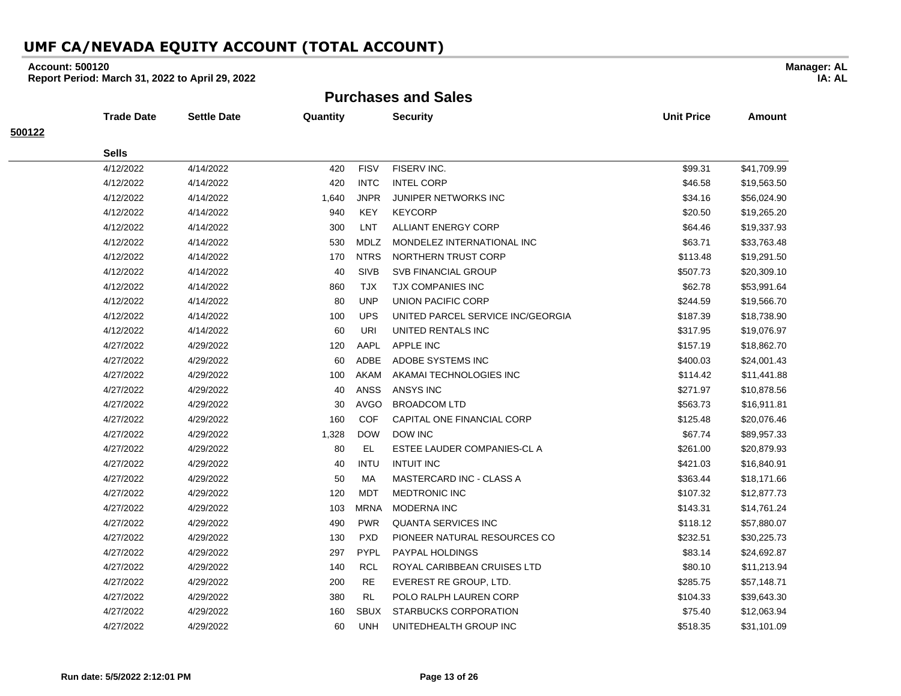# UMF CA/NEVADA EQUITY ACCOUNT (TOTAL ACCOUNT)

**Account: 500120** **Manager: AL**
**Report Period: March 31, 2022 to April 29, 2022** **IA: AL**

## Purchases and Sales

**500122**

| Trade Date | Settle Date | Quantity | | Security | Unit Price | Amount |
|---|---|---|---|---|---|---|
| **Sells** | | | | | | |
| 4/12/2022 | 4/14/2022 | 420 | FISV | FISERV INC. | $99.31 | $41,709.99 |
| 4/12/2022 | 4/14/2022 | 420 | INTC | INTEL CORP | $46.58 | $19,563.50 |
| 4/12/2022 | 4/14/2022 | 1,640 | JNPR | JUNIPER NETWORKS INC | $34.16 | $56,024.90 |
| 4/12/2022 | 4/14/2022 | 940 | KEY | KEYCORP | $20.50 | $19,265.20 |
| 4/12/2022 | 4/14/2022 | 300 | LNT | ALLIANT ENERGY CORP | $64.46 | $19,337.93 |
| 4/12/2022 | 4/14/2022 | 530 | MDLZ | MONDELEZ INTERNATIONAL INC | $63.71 | $33,763.48 |
| 4/12/2022 | 4/14/2022 | 170 | NTRS | NORTHERN TRUST CORP | $113.48 | $19,291.50 |
| 4/12/2022 | 4/14/2022 | 40 | SIVB | SVB FINANCIAL GROUP | $507.73 | $20,309.10 |
| 4/12/2022 | 4/14/2022 | 860 | TJX | TJX COMPANIES INC | $62.78 | $53,991.64 |
| 4/12/2022 | 4/14/2022 | 80 | UNP | UNION PACIFIC CORP | $244.59 | $19,566.70 |
| 4/12/2022 | 4/14/2022 | 100 | UPS | UNITED PARCEL SERVICE INC/GEORGIA | $187.39 | $18,738.90 |
| 4/12/2022 | 4/14/2022 | 60 | URI | UNITED RENTALS INC | $317.95 | $19,076.97 |
| 4/27/2022 | 4/29/2022 | 120 | AAPL | APPLE INC | $157.19 | $18,862.70 |
| 4/27/2022 | 4/29/2022 | 60 | ADBE | ADOBE SYSTEMS INC | $400.03 | $24,001.43 |
| 4/27/2022 | 4/29/2022 | 100 | AKAM | AKAMAI TECHNOLOGIES INC | $114.42 | $11,441.88 |
| 4/27/2022 | 4/29/2022 | 40 | ANSS | ANSYS INC | $271.97 | $10,878.56 |
| 4/27/2022 | 4/29/2022 | 30 | AVGO | BROADCOM LTD | $563.73 | $16,911.81 |
| 4/27/2022 | 4/29/2022 | 160 | COF | CAPITAL ONE FINANCIAL CORP | $125.48 | $20,076.46 |
| 4/27/2022 | 4/29/2022 | 1,328 | DOW | DOW INC | $67.74 | $89,957.33 |
| 4/27/2022 | 4/29/2022 | 80 | EL | ESTEE LAUDER COMPANIES-CL A | $261.00 | $20,879.93 |
| 4/27/2022 | 4/29/2022 | 40 | INTU | INTUIT INC | $421.03 | $16,840.91 |
| 4/27/2022 | 4/29/2022 | 50 | MA | MASTERCARD INC - CLASS A | $363.44 | $18,171.66 |
| 4/27/2022 | 4/29/2022 | 120 | MDT | MEDTRONIC INC | $107.32 | $12,877.73 |
| 4/27/2022 | 4/29/2022 | 103 | MRNA | MODERNA INC | $143.31 | $14,761.24 |
| 4/27/2022 | 4/29/2022 | 490 | PWR | QUANTA SERVICES INC | $118.12 | $57,880.07 |
| 4/27/2022 | 4/29/2022 | 130 | PXD | PIONEER NATURAL RESOURCES CO | $232.51 | $30,225.73 |
| 4/27/2022 | 4/29/2022 | 297 | PYPL | PAYPAL HOLDINGS | $83.14 | $24,692.87 |
| 4/27/2022 | 4/29/2022 | 140 | RCL | ROYAL CARIBBEAN CRUISES LTD | $80.10 | $11,213.94 |
| 4/27/2022 | 4/29/2022 | 200 | RE | EVEREST RE GROUP, LTD. | $285.75 | $57,148.71 |
| 4/27/2022 | 4/29/2022 | 380 | RL | POLO RALPH LAUREN CORP | $104.33 | $39,643.30 |
| 4/27/2022 | 4/29/2022 | 160 | SBUX | STARBUCKS CORPORATION | $75.40 | $12,063.94 |
| 4/27/2022 | 4/29/2022 | 60 | UNH | UNITEDHEALTH GROUP INC | $518.35 | $31,101.09 |

**Run date: 5/5/2022 2:12:01 PM**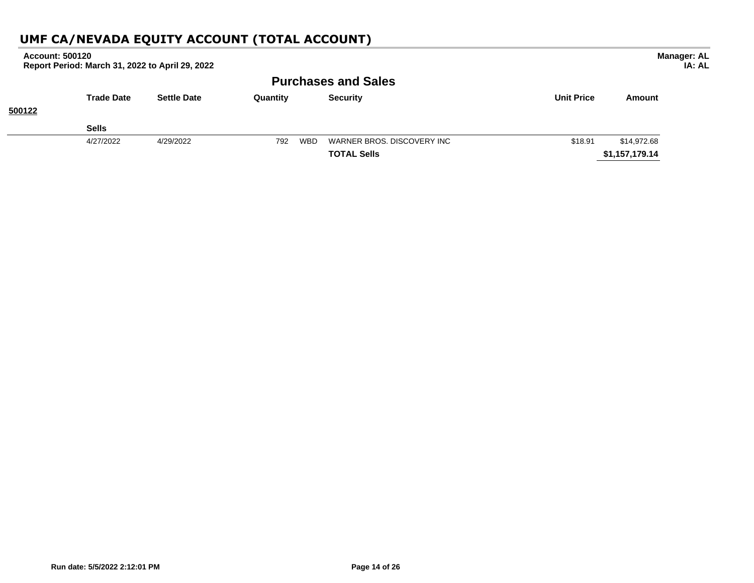# UMF CA/NEVADA EQUITY ACCOUNT (TOTAL ACCOUNT)

**Account: 500120**
**Report Period: March 31, 2022 to April 29, 2022**

**Manager: AL**
**IA: AL**

## Purchases and Sales

| | Trade Date | Settle Date | Quantity | | Security | Unit Price | Amount |
|---|---|---|---|---|---|---|---|
| **500122** | | | | | | | |
| | **Sells** | | | | | | |
| | 4/27/2022 | 4/29/2022 | 792 | WBD | WARNER BROS. DISCOVERY INC | $18.91 | $14,972.68 |
| | | | | | **TOTAL Sells** | | **$1,157,179.14** |

Run date: 5/5/2022 2:12:01 PM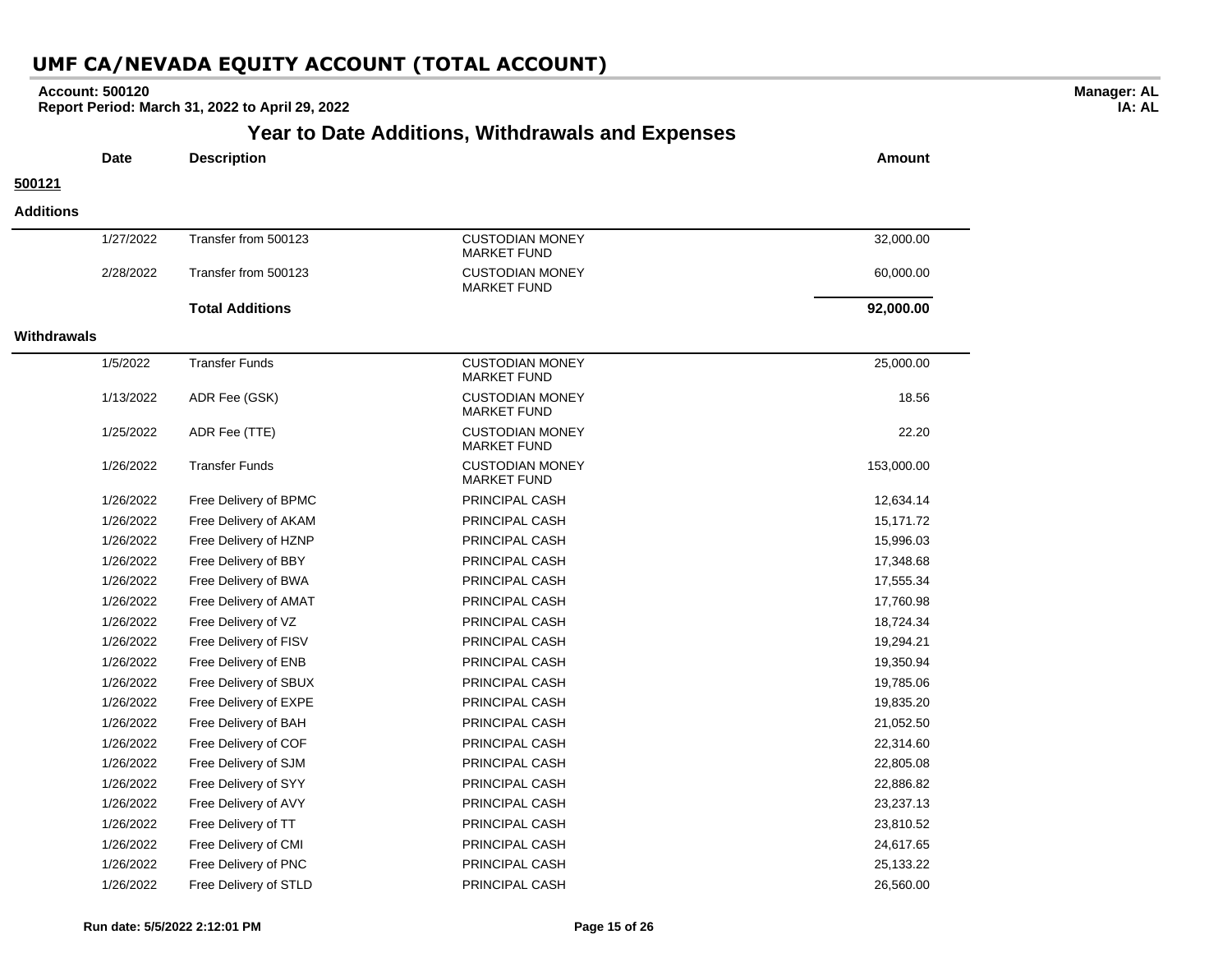# UMF CA/NEVADA EQUITY ACCOUNT (TOTAL ACCOUNT)

**Account: 500120**
**Report Period: March 31, 2022 to April 29, 2022**

**Manager: AL**
**IA: AL**

## Year to Date Additions, Withdrawals and Expenses

**500121**

**Additions**

| Date | Description | | Amount |
|---|---|---|---|
| 1/27/2022 | Transfer from 500123 | CUSTODIAN MONEY MARKET FUND | 32,000.00 |
| 2/28/2022 | Transfer from 500123 | CUSTODIAN MONEY MARKET FUND | 60,000.00 |
| | **Total Additions** | | **92,000.00** |

**Withdrawals**

| Date | Description | | Amount |
|---|---|---|---|
| 1/5/2022 | Transfer Funds | CUSTODIAN MONEY MARKET FUND | 25,000.00 |
| 1/13/2022 | ADR Fee (GSK) | CUSTODIAN MONEY MARKET FUND | 18.56 |
| 1/25/2022 | ADR Fee (TTE) | CUSTODIAN MONEY MARKET FUND | 22.20 |
| 1/26/2022 | Transfer Funds | CUSTODIAN MONEY MARKET FUND | 153,000.00 |
| 1/26/2022 | Free Delivery of BPMC | PRINCIPAL CASH | 12,634.14 |
| 1/26/2022 | Free Delivery of AKAM | PRINCIPAL CASH | 15,171.72 |
| 1/26/2022 | Free Delivery of HZNP | PRINCIPAL CASH | 15,996.03 |
| 1/26/2022 | Free Delivery of BBY | PRINCIPAL CASH | 17,348.68 |
| 1/26/2022 | Free Delivery of BWA | PRINCIPAL CASH | 17,555.34 |
| 1/26/2022 | Free Delivery of AMAT | PRINCIPAL CASH | 17,760.98 |
| 1/26/2022 | Free Delivery of VZ | PRINCIPAL CASH | 18,724.34 |
| 1/26/2022 | Free Delivery of FISV | PRINCIPAL CASH | 19,294.21 |
| 1/26/2022 | Free Delivery of ENB | PRINCIPAL CASH | 19,350.94 |
| 1/26/2022 | Free Delivery of SBUX | PRINCIPAL CASH | 19,785.06 |
| 1/26/2022 | Free Delivery of EXPE | PRINCIPAL CASH | 19,835.20 |
| 1/26/2022 | Free Delivery of BAH | PRINCIPAL CASH | 21,052.50 |
| 1/26/2022 | Free Delivery of COF | PRINCIPAL CASH | 22,314.60 |
| 1/26/2022 | Free Delivery of SJM | PRINCIPAL CASH | 22,805.08 |
| 1/26/2022 | Free Delivery of SYY | PRINCIPAL CASH | 22,886.82 |
| 1/26/2022 | Free Delivery of AVY | PRINCIPAL CASH | 23,237.13 |
| 1/26/2022 | Free Delivery of TT | PRINCIPAL CASH | 23,810.52 |
| 1/26/2022 | Free Delivery of CMI | PRINCIPAL CASH | 24,617.65 |
| 1/26/2022 | Free Delivery of PNC | PRINCIPAL CASH | 25,133.22 |
| 1/26/2022 | Free Delivery of STLD | PRINCIPAL CASH | 26,560.00 |

**Run date: 5/5/2022 2:12:01 PM**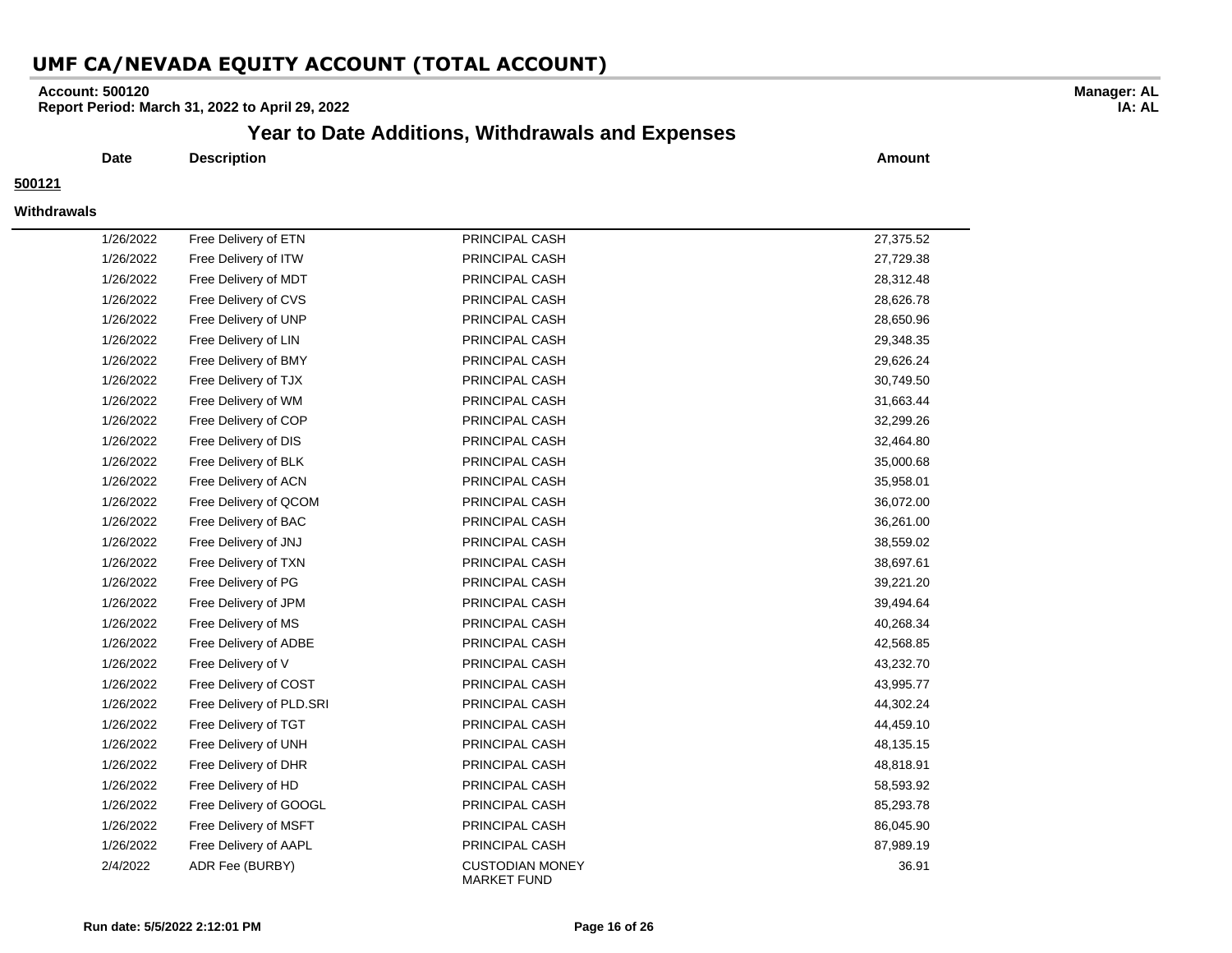# UMF CA/NEVADA EQUITY ACCOUNT (TOTAL ACCOUNT)

**Account: 500120**
**Report Period: March 31, 2022 to April 29, 2022**

**Manager: AL**
**IA: AL**

## Year to Date Additions, Withdrawals and Expenses

**500121**

**Withdrawals**

| Date | Description | | Amount |
|---|---|---|---|
| 1/26/2022 | Free Delivery of ETN | PRINCIPAL CASH | 27,375.52 |
| 1/26/2022 | Free Delivery of ITW | PRINCIPAL CASH | 27,729.38 |
| 1/26/2022 | Free Delivery of MDT | PRINCIPAL CASH | 28,312.48 |
| 1/26/2022 | Free Delivery of CVS | PRINCIPAL CASH | 28,626.78 |
| 1/26/2022 | Free Delivery of UNP | PRINCIPAL CASH | 28,650.96 |
| 1/26/2022 | Free Delivery of LIN | PRINCIPAL CASH | 29,348.35 |
| 1/26/2022 | Free Delivery of BMY | PRINCIPAL CASH | 29,626.24 |
| 1/26/2022 | Free Delivery of TJX | PRINCIPAL CASH | 30,749.50 |
| 1/26/2022 | Free Delivery of WM | PRINCIPAL CASH | 31,663.44 |
| 1/26/2022 | Free Delivery of COP | PRINCIPAL CASH | 32,299.26 |
| 1/26/2022 | Free Delivery of DIS | PRINCIPAL CASH | 32,464.80 |
| 1/26/2022 | Free Delivery of BLK | PRINCIPAL CASH | 35,000.68 |
| 1/26/2022 | Free Delivery of ACN | PRINCIPAL CASH | 35,958.01 |
| 1/26/2022 | Free Delivery of QCOM | PRINCIPAL CASH | 36,072.00 |
| 1/26/2022 | Free Delivery of BAC | PRINCIPAL CASH | 36,261.00 |
| 1/26/2022 | Free Delivery of JNJ | PRINCIPAL CASH | 38,559.02 |
| 1/26/2022 | Free Delivery of TXN | PRINCIPAL CASH | 38,697.61 |
| 1/26/2022 | Free Delivery of PG | PRINCIPAL CASH | 39,221.20 |
| 1/26/2022 | Free Delivery of JPM | PRINCIPAL CASH | 39,494.64 |
| 1/26/2022 | Free Delivery of MS | PRINCIPAL CASH | 40,268.34 |
| 1/26/2022 | Free Delivery of ADBE | PRINCIPAL CASH | 42,568.85 |
| 1/26/2022 | Free Delivery of V | PRINCIPAL CASH | 43,232.70 |
| 1/26/2022 | Free Delivery of COST | PRINCIPAL CASH | 43,995.77 |
| 1/26/2022 | Free Delivery of PLD.SRI | PRINCIPAL CASH | 44,302.24 |
| 1/26/2022 | Free Delivery of TGT | PRINCIPAL CASH | 44,459.10 |
| 1/26/2022 | Free Delivery of UNH | PRINCIPAL CASH | 48,135.15 |
| 1/26/2022 | Free Delivery of DHR | PRINCIPAL CASH | 48,818.91 |
| 1/26/2022 | Free Delivery of HD | PRINCIPAL CASH | 58,593.92 |
| 1/26/2022 | Free Delivery of GOOGL | PRINCIPAL CASH | 85,293.78 |
| 1/26/2022 | Free Delivery of MSFT | PRINCIPAL CASH | 86,045.90 |
| 1/26/2022 | Free Delivery of AAPL | PRINCIPAL CASH | 87,989.19 |
| 2/4/2022 | ADR Fee (BURBY) | CUSTODIAN MONEY MARKET FUND | 36.91 |

**Run date: 5/5/2022 2:12:01 PM**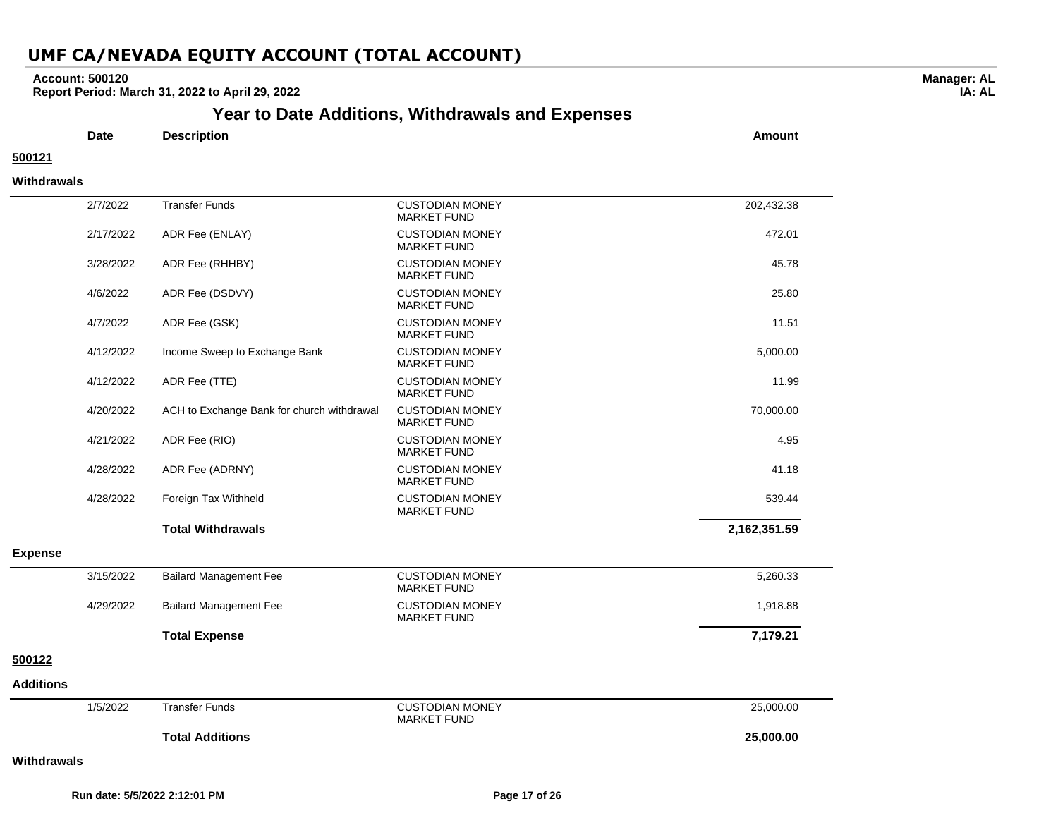# UMF CA/NEVADA EQUITY ACCOUNT (TOTAL ACCOUNT)

**Account: 500120**
**Report Period: March 31, 2022 to April 29, 2022**

**Manager: AL**
**IA: AL**

## Year to Date Additions, Withdrawals and Expenses

**500121**

**Withdrawals**

| Date | Description | | Amount |
|---|---|---|---|
| 2/7/2022 | Transfer Funds | CUSTODIAN MONEY MARKET FUND | 202,432.38 |
| 2/17/2022 | ADR Fee (ENLAY) | CUSTODIAN MONEY MARKET FUND | 472.01 |
| 3/28/2022 | ADR Fee (RHHBY) | CUSTODIAN MONEY MARKET FUND | 45.78 |
| 4/6/2022 | ADR Fee (DSDVY) | CUSTODIAN MONEY MARKET FUND | 25.80 |
| 4/7/2022 | ADR Fee (GSK) | CUSTODIAN MONEY MARKET FUND | 11.51 |
| 4/12/2022 | Income Sweep to Exchange Bank | CUSTODIAN MONEY MARKET FUND | 5,000.00 |
| 4/12/2022 | ADR Fee (TTE) | CUSTODIAN MONEY MARKET FUND | 11.99 |
| 4/20/2022 | ACH to Exchange Bank for church withdrawal | CUSTODIAN MONEY MARKET FUND | 70,000.00 |
| 4/21/2022 | ADR Fee (RIO) | CUSTODIAN MONEY MARKET FUND | 4.95 |
| 4/28/2022 | ADR Fee (ADRNY) | CUSTODIAN MONEY MARKET FUND | 41.18 |
| 4/28/2022 | Foreign Tax Withheld | CUSTODIAN MONEY MARKET FUND | 539.44 |
| | **Total Withdrawals** | | **2,162,351.59** |

**Expense**

| Date | Description | | Amount |
|---|---|---|---|
| 3/15/2022 | Bailard Management Fee | CUSTODIAN MONEY MARKET FUND | 5,260.33 |
| 4/29/2022 | Bailard Management Fee | CUSTODIAN MONEY MARKET FUND | 1,918.88 |
| | **Total Expense** | | **7,179.21** |

**500122**

**Additions**

| Date | Description | | Amount |
|---|---|---|---|
| 1/5/2022 | Transfer Funds | CUSTODIAN MONEY MARKET FUND | 25,000.00 |
| | **Total Additions** | | **25,000.00** |

**Withdrawals**

Run date: 5/5/2022 2:12:01 PM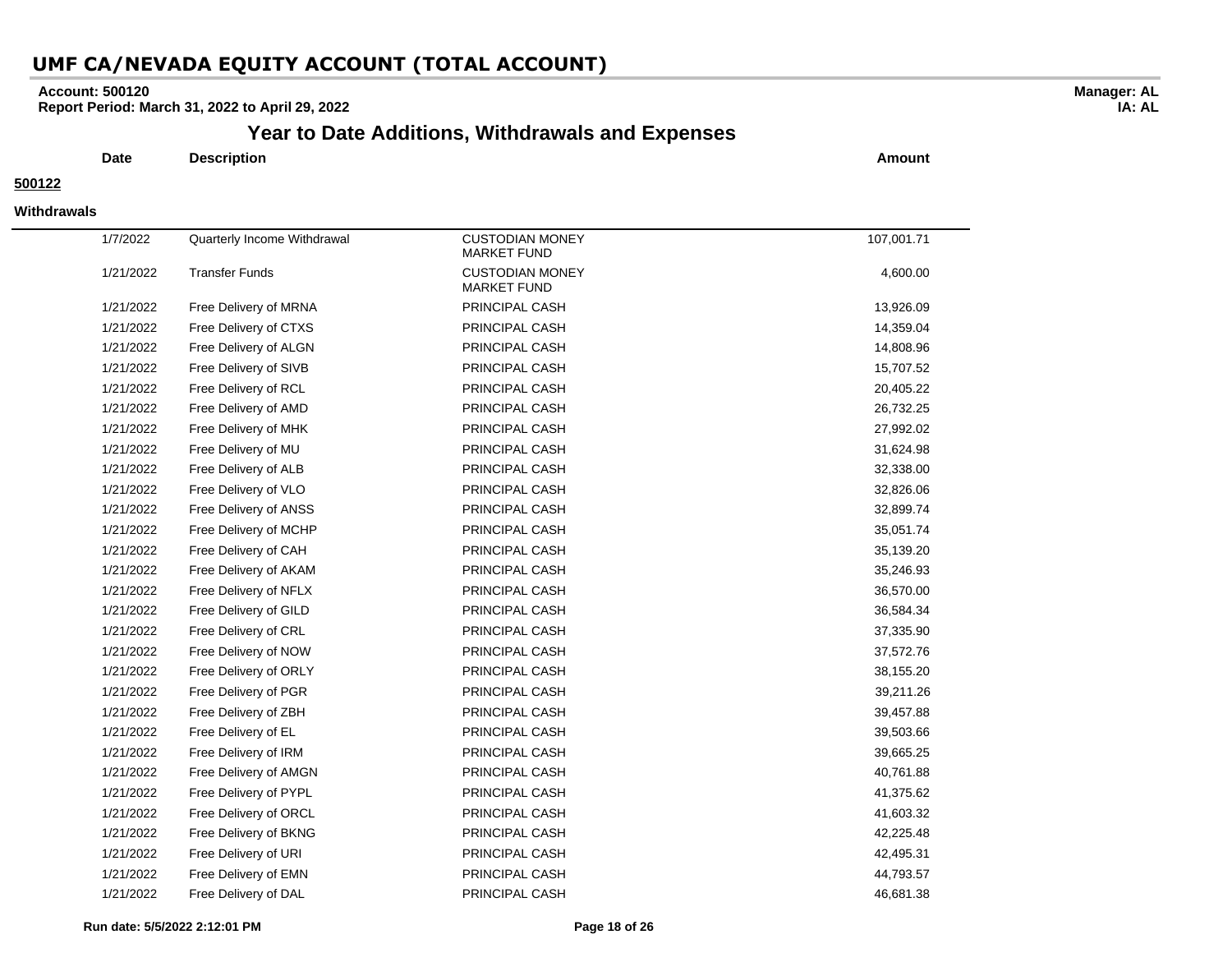# UMF CA/NEVADA EQUITY ACCOUNT (TOTAL ACCOUNT)

**Account: 500120**
**Report Period: March 31, 2022 to April 29, 2022**

**Manager: AL**
**IA: AL**

## Year to Date Additions, Withdrawals and Expenses

**500122**

**Withdrawals**

| Date | Description | | Amount |
|---|---|---|---|
| 1/7/2022 | Quarterly Income Withdrawal | CUSTODIAN MONEY MARKET FUND | 107,001.71 |
| 1/21/2022 | Transfer Funds | CUSTODIAN MONEY MARKET FUND | 4,600.00 |
| 1/21/2022 | Free Delivery of MRNA | PRINCIPAL CASH | 13,926.09 |
| 1/21/2022 | Free Delivery of CTXS | PRINCIPAL CASH | 14,359.04 |
| 1/21/2022 | Free Delivery of ALGN | PRINCIPAL CASH | 14,808.96 |
| 1/21/2022 | Free Delivery of SIVB | PRINCIPAL CASH | 15,707.52 |
| 1/21/2022 | Free Delivery of RCL | PRINCIPAL CASH | 20,405.22 |
| 1/21/2022 | Free Delivery of AMD | PRINCIPAL CASH | 26,732.25 |
| 1/21/2022 | Free Delivery of MHK | PRINCIPAL CASH | 27,992.02 |
| 1/21/2022 | Free Delivery of MU | PRINCIPAL CASH | 31,624.98 |
| 1/21/2022 | Free Delivery of ALB | PRINCIPAL CASH | 32,338.00 |
| 1/21/2022 | Free Delivery of VLO | PRINCIPAL CASH | 32,826.06 |
| 1/21/2022 | Free Delivery of ANSS | PRINCIPAL CASH | 32,899.74 |
| 1/21/2022 | Free Delivery of MCHP | PRINCIPAL CASH | 35,051.74 |
| 1/21/2022 | Free Delivery of CAH | PRINCIPAL CASH | 35,139.20 |
| 1/21/2022 | Free Delivery of AKAM | PRINCIPAL CASH | 35,246.93 |
| 1/21/2022 | Free Delivery of NFLX | PRINCIPAL CASH | 36,570.00 |
| 1/21/2022 | Free Delivery of GILD | PRINCIPAL CASH | 36,584.34 |
| 1/21/2022 | Free Delivery of CRL | PRINCIPAL CASH | 37,335.90 |
| 1/21/2022 | Free Delivery of NOW | PRINCIPAL CASH | 37,572.76 |
| 1/21/2022 | Free Delivery of ORLY | PRINCIPAL CASH | 38,155.20 |
| 1/21/2022 | Free Delivery of PGR | PRINCIPAL CASH | 39,211.26 |
| 1/21/2022 | Free Delivery of ZBH | PRINCIPAL CASH | 39,457.88 |
| 1/21/2022 | Free Delivery of EL | PRINCIPAL CASH | 39,503.66 |
| 1/21/2022 | Free Delivery of IRM | PRINCIPAL CASH | 39,665.25 |
| 1/21/2022 | Free Delivery of AMGN | PRINCIPAL CASH | 40,761.88 |
| 1/21/2022 | Free Delivery of PYPL | PRINCIPAL CASH | 41,375.62 |
| 1/21/2022 | Free Delivery of ORCL | PRINCIPAL CASH | 41,603.32 |
| 1/21/2022 | Free Delivery of BKNG | PRINCIPAL CASH | 42,225.48 |
| 1/21/2022 | Free Delivery of URI | PRINCIPAL CASH | 42,495.31 |
| 1/21/2022 | Free Delivery of EMN | PRINCIPAL CASH | 44,793.57 |
| 1/21/2022 | Free Delivery of DAL | PRINCIPAL CASH | 46,681.38 |

Run date: 5/5/2022 2:12:01 PM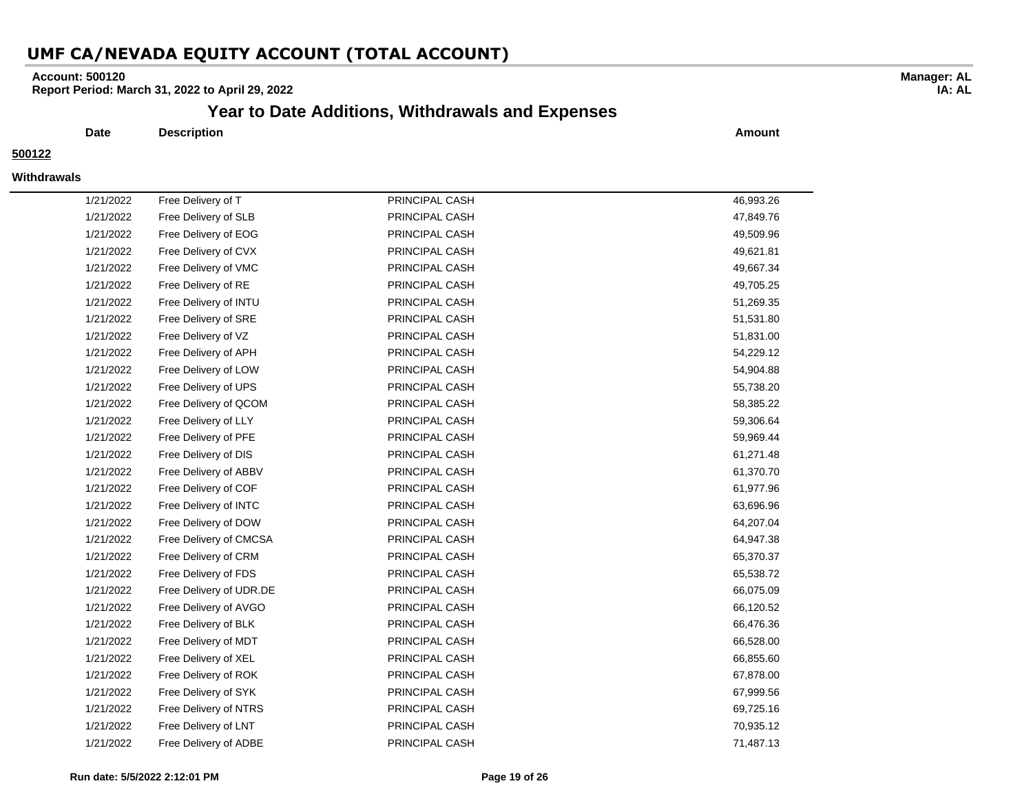# UMF CA/NEVADA EQUITY ACCOUNT (TOTAL ACCOUNT)

**Account: 500120**
**Report Period: March 31, 2022 to April 29, 2022**

**Manager: AL**
**IA: AL**

## Year to Date Additions, Withdrawals and Expenses

**500122**

**Withdrawals**

| Date | Description | | Amount |
|---|---|---|---|
| 1/21/2022 | Free Delivery of T | PRINCIPAL CASH | 46,993.26 |
| 1/21/2022 | Free Delivery of SLB | PRINCIPAL CASH | 47,849.76 |
| 1/21/2022 | Free Delivery of EOG | PRINCIPAL CASH | 49,509.96 |
| 1/21/2022 | Free Delivery of CVX | PRINCIPAL CASH | 49,621.81 |
| 1/21/2022 | Free Delivery of VMC | PRINCIPAL CASH | 49,667.34 |
| 1/21/2022 | Free Delivery of RE | PRINCIPAL CASH | 49,705.25 |
| 1/21/2022 | Free Delivery of INTU | PRINCIPAL CASH | 51,269.35 |
| 1/21/2022 | Free Delivery of SRE | PRINCIPAL CASH | 51,531.80 |
| 1/21/2022 | Free Delivery of VZ | PRINCIPAL CASH | 51,831.00 |
| 1/21/2022 | Free Delivery of APH | PRINCIPAL CASH | 54,229.12 |
| 1/21/2022 | Free Delivery of LOW | PRINCIPAL CASH | 54,904.88 |
| 1/21/2022 | Free Delivery of UPS | PRINCIPAL CASH | 55,738.20 |
| 1/21/2022 | Free Delivery of QCOM | PRINCIPAL CASH | 58,385.22 |
| 1/21/2022 | Free Delivery of LLY | PRINCIPAL CASH | 59,306.64 |
| 1/21/2022 | Free Delivery of PFE | PRINCIPAL CASH | 59,969.44 |
| 1/21/2022 | Free Delivery of DIS | PRINCIPAL CASH | 61,271.48 |
| 1/21/2022 | Free Delivery of ABBV | PRINCIPAL CASH | 61,370.70 |
| 1/21/2022 | Free Delivery of COF | PRINCIPAL CASH | 61,977.96 |
| 1/21/2022 | Free Delivery of INTC | PRINCIPAL CASH | 63,696.96 |
| 1/21/2022 | Free Delivery of DOW | PRINCIPAL CASH | 64,207.04 |
| 1/21/2022 | Free Delivery of CMCSA | PRINCIPAL CASH | 64,947.38 |
| 1/21/2022 | Free Delivery of CRM | PRINCIPAL CASH | 65,370.37 |
| 1/21/2022 | Free Delivery of FDS | PRINCIPAL CASH | 65,538.72 |
| 1/21/2022 | Free Delivery of UDR.DE | PRINCIPAL CASH | 66,075.09 |
| 1/21/2022 | Free Delivery of AVGO | PRINCIPAL CASH | 66,120.52 |
| 1/21/2022 | Free Delivery of BLK | PRINCIPAL CASH | 66,476.36 |
| 1/21/2022 | Free Delivery of MDT | PRINCIPAL CASH | 66,528.00 |
| 1/21/2022 | Free Delivery of XEL | PRINCIPAL CASH | 66,855.60 |
| 1/21/2022 | Free Delivery of ROK | PRINCIPAL CASH | 67,878.00 |
| 1/21/2022 | Free Delivery of SYK | PRINCIPAL CASH | 67,999.56 |
| 1/21/2022 | Free Delivery of NTRS | PRINCIPAL CASH | 69,725.16 |
| 1/21/2022 | Free Delivery of LNT | PRINCIPAL CASH | 70,935.12 |
| 1/21/2022 | Free Delivery of ADBE | PRINCIPAL CASH | 71,487.13 |

Run date: 5/5/2022 2:12:01 PM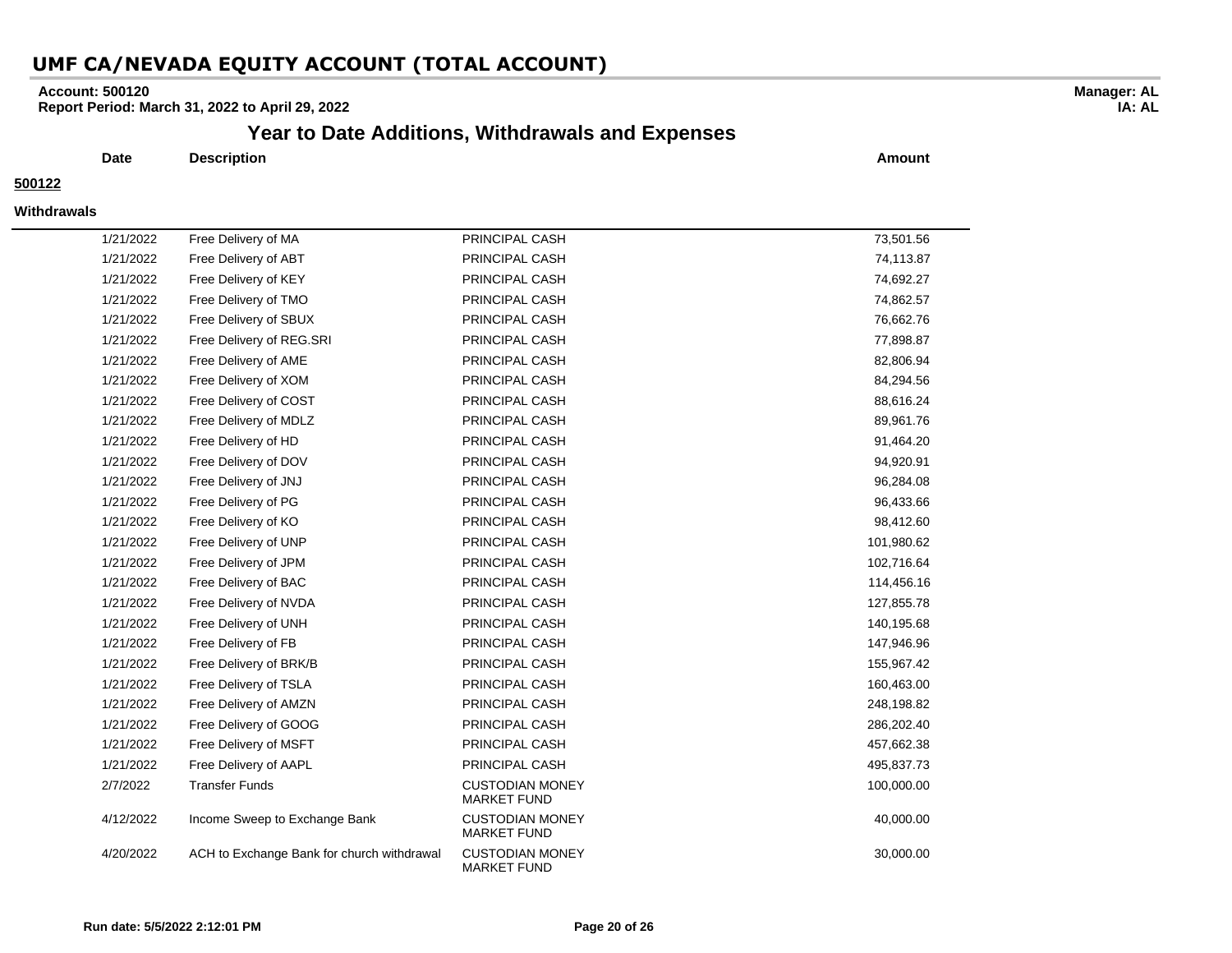# UMF CA/NEVADA EQUITY ACCOUNT (TOTAL ACCOUNT)

**Account: 500120**
**Report Period: March 31, 2022 to April 29, 2022**

**Manager: AL**
**IA: AL**

## Year to Date Additions, Withdrawals and Expenses

**500122**

**Withdrawals**

| Date | Description | | Amount |
|---|---|---|---|
| 1/21/2022 | Free Delivery of MA | PRINCIPAL CASH | 73,501.56 |
| 1/21/2022 | Free Delivery of ABT | PRINCIPAL CASH | 74,113.87 |
| 1/21/2022 | Free Delivery of KEY | PRINCIPAL CASH | 74,692.27 |
| 1/21/2022 | Free Delivery of TMO | PRINCIPAL CASH | 74,862.57 |
| 1/21/2022 | Free Delivery of SBUX | PRINCIPAL CASH | 76,662.76 |
| 1/21/2022 | Free Delivery of REG.SRI | PRINCIPAL CASH | 77,898.87 |
| 1/21/2022 | Free Delivery of AME | PRINCIPAL CASH | 82,806.94 |
| 1/21/2022 | Free Delivery of XOM | PRINCIPAL CASH | 84,294.56 |
| 1/21/2022 | Free Delivery of COST | PRINCIPAL CASH | 88,616.24 |
| 1/21/2022 | Free Delivery of MDLZ | PRINCIPAL CASH | 89,961.76 |
| 1/21/2022 | Free Delivery of HD | PRINCIPAL CASH | 91,464.20 |
| 1/21/2022 | Free Delivery of DOV | PRINCIPAL CASH | 94,920.91 |
| 1/21/2022 | Free Delivery of JNJ | PRINCIPAL CASH | 96,284.08 |
| 1/21/2022 | Free Delivery of PG | PRINCIPAL CASH | 96,433.66 |
| 1/21/2022 | Free Delivery of KO | PRINCIPAL CASH | 98,412.60 |
| 1/21/2022 | Free Delivery of UNP | PRINCIPAL CASH | 101,980.62 |
| 1/21/2022 | Free Delivery of JPM | PRINCIPAL CASH | 102,716.64 |
| 1/21/2022 | Free Delivery of BAC | PRINCIPAL CASH | 114,456.16 |
| 1/21/2022 | Free Delivery of NVDA | PRINCIPAL CASH | 127,855.78 |
| 1/21/2022 | Free Delivery of UNH | PRINCIPAL CASH | 140,195.68 |
| 1/21/2022 | Free Delivery of FB | PRINCIPAL CASH | 147,946.96 |
| 1/21/2022 | Free Delivery of BRK/B | PRINCIPAL CASH | 155,967.42 |
| 1/21/2022 | Free Delivery of TSLA | PRINCIPAL CASH | 160,463.00 |
| 1/21/2022 | Free Delivery of AMZN | PRINCIPAL CASH | 248,198.82 |
| 1/21/2022 | Free Delivery of GOOG | PRINCIPAL CASH | 286,202.40 |
| 1/21/2022 | Free Delivery of MSFT | PRINCIPAL CASH | 457,662.38 |
| 1/21/2022 | Free Delivery of AAPL | PRINCIPAL CASH | 495,837.73 |
| 2/7/2022 | Transfer Funds | CUSTODIAN MONEY MARKET FUND | 100,000.00 |
| 4/12/2022 | Income Sweep to Exchange Bank | CUSTODIAN MONEY MARKET FUND | 40,000.00 |
| 4/20/2022 | ACH to Exchange Bank for church withdrawal | CUSTODIAN MONEY MARKET FUND | 30,000.00 |

**Run date: 5/5/2022 2:12:01 PM**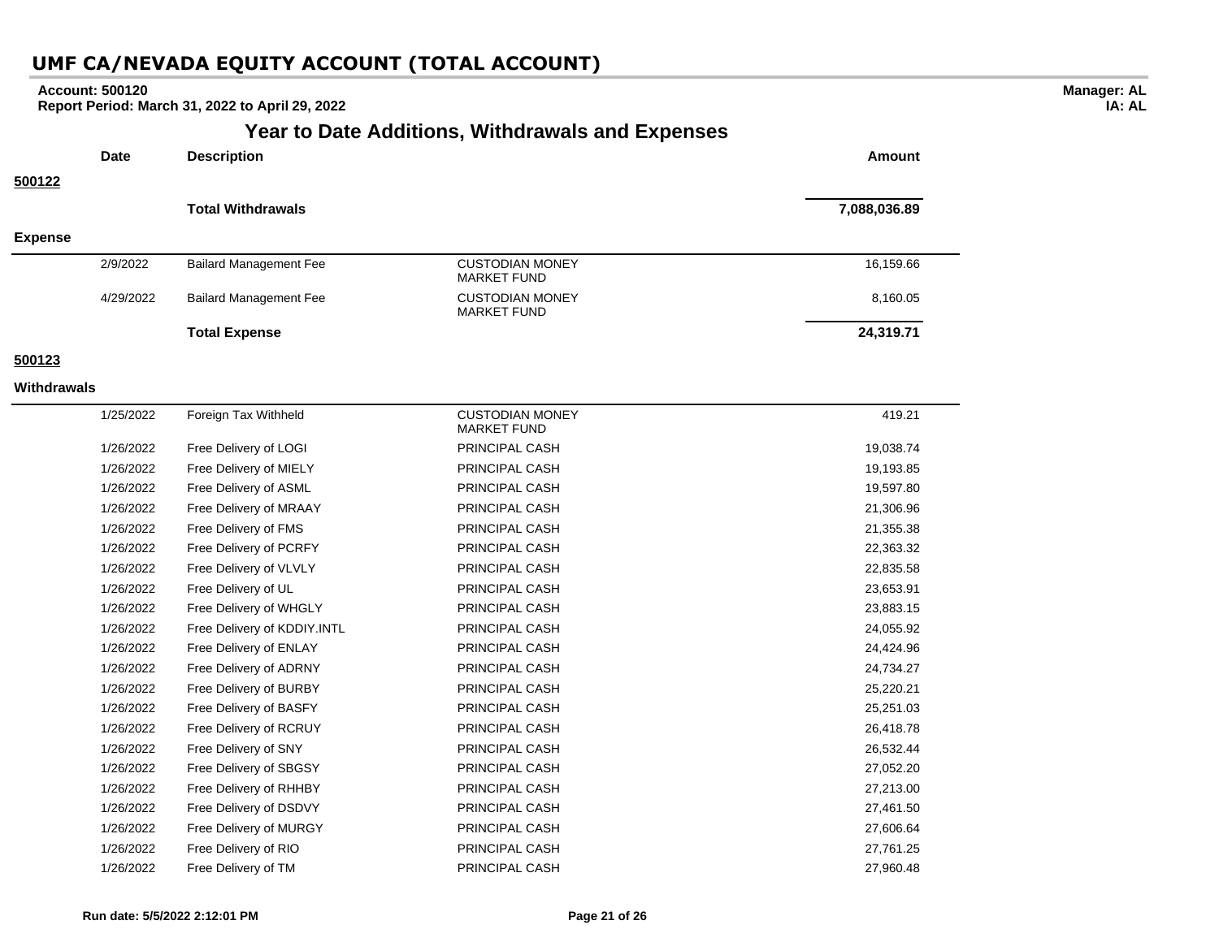# UMF CA/NEVADA EQUITY ACCOUNT (TOTAL ACCOUNT)

**Account: 500120**
**Report Period: March 31, 2022 to April 29, 2022**

**Manager: AL**
**IA: AL**

## Year to Date Additions, Withdrawals and Expenses

| Date | Description | | Amount |
|---|---|---|---|
| **500122** | | | |
| | **Total Withdrawals** | | **7,088,036.89** |
| **Expense** | | | |
| 2/9/2022 | Bailard Management Fee | CUSTODIAN MONEY MARKET FUND | 16,159.66 |
| 4/29/2022 | Bailard Management Fee | CUSTODIAN MONEY MARKET FUND | 8,160.05 |
| | **Total Expense** | | **24,319.71** |
| **500123** | | | |
| **Withdrawals** | | | |
| 1/25/2022 | Foreign Tax Withheld | CUSTODIAN MONEY MARKET FUND | 419.21 |
| 1/26/2022 | Free Delivery of LOGI | PRINCIPAL CASH | 19,038.74 |
| 1/26/2022 | Free Delivery of MIELY | PRINCIPAL CASH | 19,193.85 |
| 1/26/2022 | Free Delivery of ASML | PRINCIPAL CASH | 19,597.80 |
| 1/26/2022 | Free Delivery of MRAAY | PRINCIPAL CASH | 21,306.96 |
| 1/26/2022 | Free Delivery of FMS | PRINCIPAL CASH | 21,355.38 |
| 1/26/2022 | Free Delivery of PCRFY | PRINCIPAL CASH | 22,363.32 |
| 1/26/2022 | Free Delivery of VLVLY | PRINCIPAL CASH | 22,835.58 |
| 1/26/2022 | Free Delivery of UL | PRINCIPAL CASH | 23,653.91 |
| 1/26/2022 | Free Delivery of WHGLY | PRINCIPAL CASH | 23,883.15 |
| 1/26/2022 | Free Delivery of KDDIY.INTL | PRINCIPAL CASH | 24,055.92 |
| 1/26/2022 | Free Delivery of ENLAY | PRINCIPAL CASH | 24,424.96 |
| 1/26/2022 | Free Delivery of ADRNY | PRINCIPAL CASH | 24,734.27 |
| 1/26/2022 | Free Delivery of BURBY | PRINCIPAL CASH | 25,220.21 |
| 1/26/2022 | Free Delivery of BASFY | PRINCIPAL CASH | 25,251.03 |
| 1/26/2022 | Free Delivery of RCRUY | PRINCIPAL CASH | 26,418.78 |
| 1/26/2022 | Free Delivery of SNY | PRINCIPAL CASH | 26,532.44 |
| 1/26/2022 | Free Delivery of SBGSY | PRINCIPAL CASH | 27,052.20 |
| 1/26/2022 | Free Delivery of RHHBY | PRINCIPAL CASH | 27,213.00 |
| 1/26/2022 | Free Delivery of DSDVY | PRINCIPAL CASH | 27,461.50 |
| 1/26/2022 | Free Delivery of MURGY | PRINCIPAL CASH | 27,606.64 |
| 1/26/2022 | Free Delivery of RIO | PRINCIPAL CASH | 27,761.25 |
| 1/26/2022 | Free Delivery of TM | PRINCIPAL CASH | 27,960.48 |

**Run date: 5/5/2022 2:12:01 PM**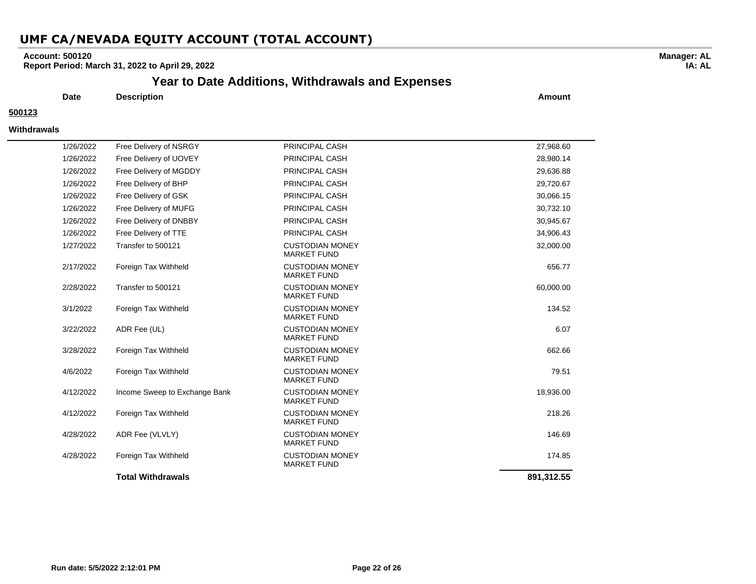# UMF CA/NEVADA EQUITY ACCOUNT (TOTAL ACCOUNT)

**Account: 500120**
**Report Period: March 31, 2022 to April 29, 2022**

**Manager: AL**
**IA: AL**

## Year to Date Additions, Withdrawals and Expenses

**500123**

**Withdrawals**

| Date | Description | | Amount |
|---|---|---|---|
| 1/26/2022 | Free Delivery of NSRGY | PRINCIPAL CASH | 27,968.60 |
| 1/26/2022 | Free Delivery of UOVEY | PRINCIPAL CASH | 28,980.14 |
| 1/26/2022 | Free Delivery of MGDDY | PRINCIPAL CASH | 29,636.88 |
| 1/26/2022 | Free Delivery of BHP | PRINCIPAL CASH | 29,720.67 |
| 1/26/2022 | Free Delivery of GSK | PRINCIPAL CASH | 30,066.15 |
| 1/26/2022 | Free Delivery of MUFG | PRINCIPAL CASH | 30,732.10 |
| 1/26/2022 | Free Delivery of DNBBY | PRINCIPAL CASH | 30,945.67 |
| 1/26/2022 | Free Delivery of TTE | PRINCIPAL CASH | 34,906.43 |
| 1/27/2022 | Transfer to 500121 | CUSTODIAN MONEY MARKET FUND | 32,000.00 |
| 2/17/2022 | Foreign Tax Withheld | CUSTODIAN MONEY MARKET FUND | 656.77 |
| 2/28/2022 | Transfer to 500121 | CUSTODIAN MONEY MARKET FUND | 60,000.00 |
| 3/1/2022 | Foreign Tax Withheld | CUSTODIAN MONEY MARKET FUND | 134.52 |
| 3/22/2022 | ADR Fee (UL) | CUSTODIAN MONEY MARKET FUND | 6.07 |
| 3/28/2022 | Foreign Tax Withheld | CUSTODIAN MONEY MARKET FUND | 662.66 |
| 4/6/2022 | Foreign Tax Withheld | CUSTODIAN MONEY MARKET FUND | 79.51 |
| 4/12/2022 | Income Sweep to Exchange Bank | CUSTODIAN MONEY MARKET FUND | 18,936.00 |
| 4/12/2022 | Foreign Tax Withheld | CUSTODIAN MONEY MARKET FUND | 218.26 |
| 4/28/2022 | ADR Fee (VLVLY) | CUSTODIAN MONEY MARKET FUND | 146.69 |
| 4/28/2022 | Foreign Tax Withheld | CUSTODIAN MONEY MARKET FUND | 174.85 |
| | **Total Withdrawals** | | **891,312.55** |

**Run date: 5/5/2022 2:12:01 PM**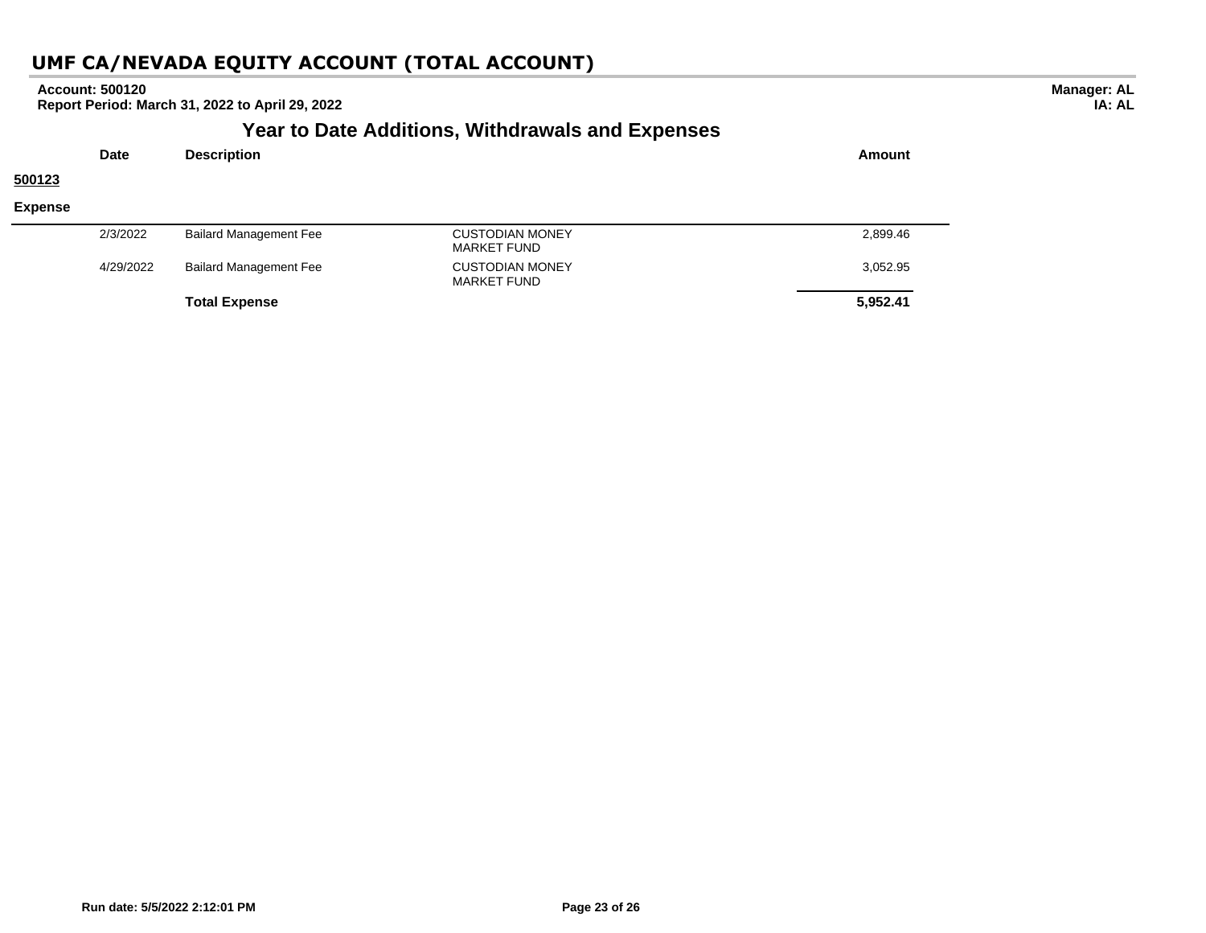# UMF CA/NEVADA EQUITY ACCOUNT (TOTAL ACCOUNT)

**Account: 500120**
**Report Period: March 31, 2022 to April 29, 2022**

**Manager: AL**
**IA: AL**

## Year to Date Additions, Withdrawals and Expenses

**500123**

**Expense**

| Date | Description | | Amount |
|---|---|---|---|
| 2/3/2022 | Bailard Management Fee | CUSTODIAN MONEY MARKET FUND | 2,899.46 |
| 4/29/2022 | Bailard Management Fee | CUSTODIAN MONEY MARKET FUND | 3,052.95 |
| | **Total Expense** | | **5,952.41** |

**Run date: 5/5/2022 2:12:01 PM**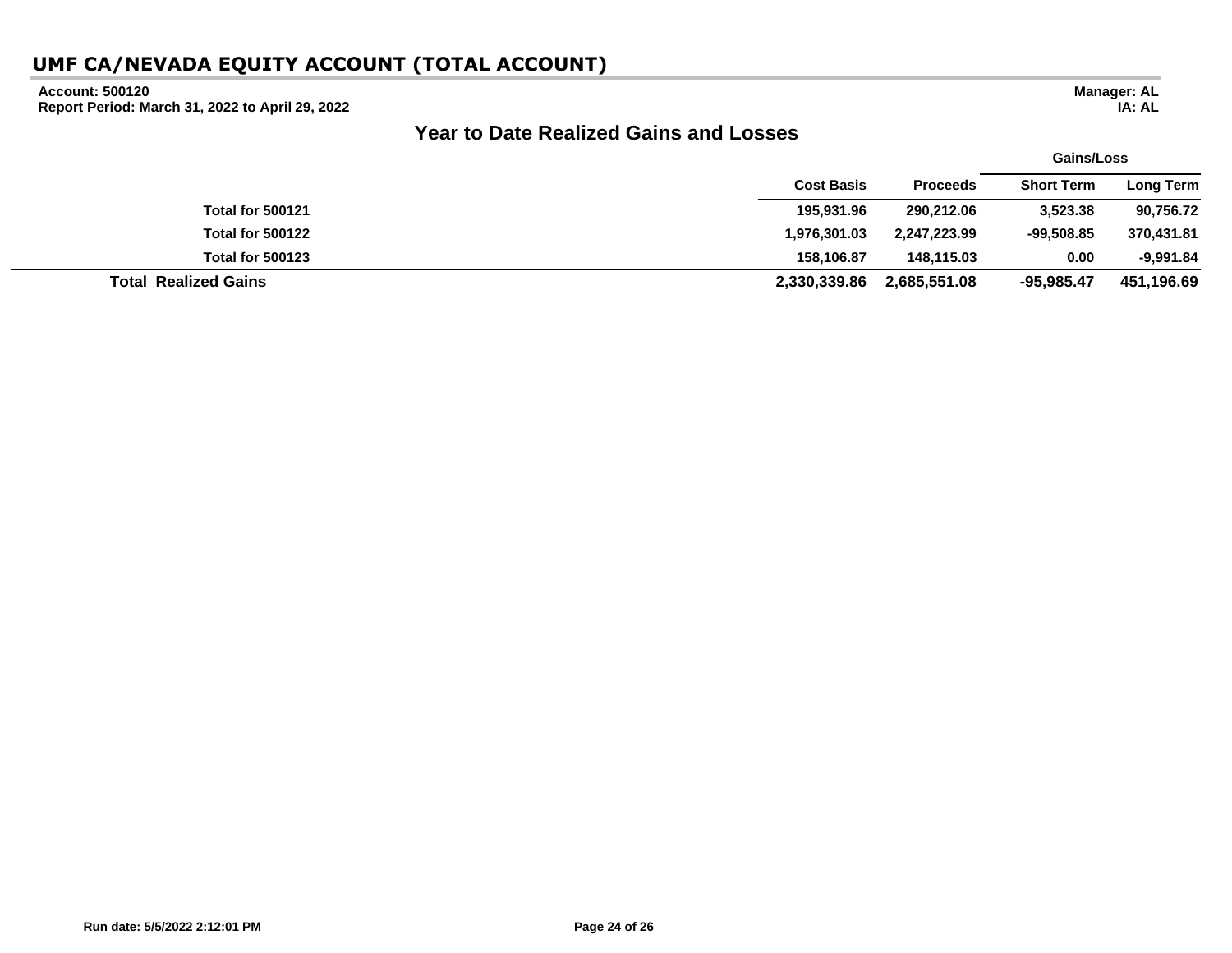# UMF CA/NEVADA EQUITY ACCOUNT (TOTAL ACCOUNT)

**Account: 500120**
**Report Period: March 31, 2022 to April 29, 2022**

**Manager: AL**
**IA: AL**

## Year to Date Realized Gains and Losses

| | Cost Basis | Proceeds | Gains/Loss Short Term | Gains/Loss Long Term |
|---|---|---|---|---|
| **Total for 500121** | 195,931.96 | 290,212.06 | 3,523.38 | 90,756.72 |
| **Total for 500122** | 1,976,301.03 | 2,247,223.99 | -99,508.85 | 370,431.81 |
| **Total for 500123** | 158,106.87 | 148,115.03 | 0.00 | -9,991.84 |
| **Total Realized Gains** | **2,330,339.86** | **2,685,551.08** | **-95,985.47** | **451,196.69** |

Run date: 5/5/2022 2:12:01 PM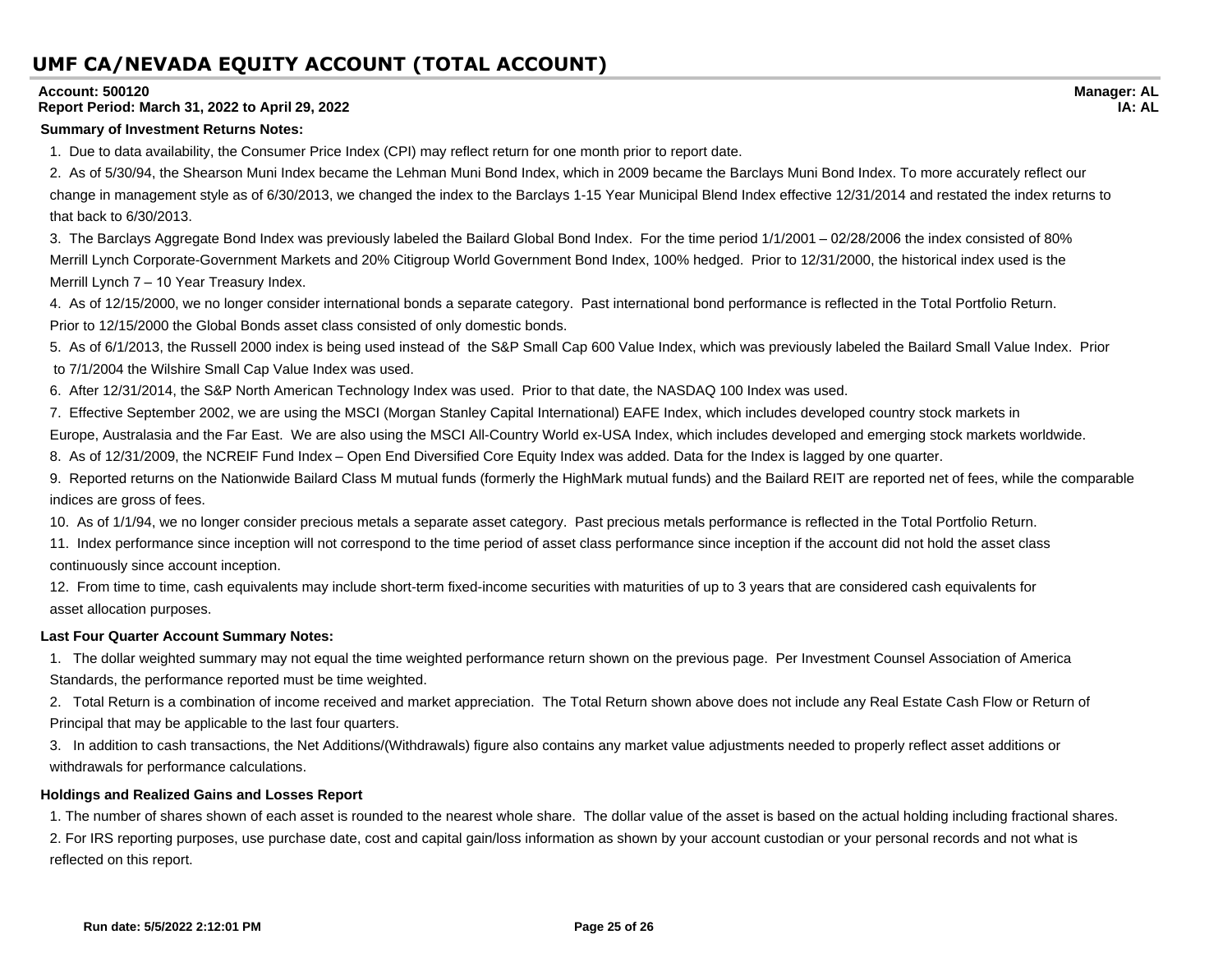# UMF CA/NEVADA EQUITY ACCOUNT (TOTAL ACCOUNT)

**Account: 500120**
**Report Period: March 31, 2022 to April 29, 2022**

**Manager: AL**
**IA: AL**

**Summary of Investment Returns Notes:**

1. Due to data availability, the Consumer Price Index (CPI) may reflect return for one month prior to report date.
2. As of 5/30/94, the Shearson Muni Index became the Lehman Muni Bond Index, which in 2009 became the Barclays Muni Bond Index. To more accurately reflect our change in management style as of 6/30/2013, we changed the index to the Barclays 1-15 Year Municipal Blend Index effective 12/31/2014 and restated the index returns to that back to 6/30/2013.
3. The Barclays Aggregate Bond Index was previously labeled the Bailard Global Bond Index. For the time period 1/1/2001 – 02/28/2006 the index consisted of 80% Merrill Lynch Corporate-Government Markets and 20% Citigroup World Government Bond Index, 100% hedged. Prior to 12/31/2000, the historical index used is the Merrill Lynch 7 – 10 Year Treasury Index.
4. As of 12/15/2000, we no longer consider international bonds a separate category. Past international bond performance is reflected in the Total Portfolio Return. Prior to 12/15/2000 the Global Bonds asset class consisted of only domestic bonds.
5. As of 6/1/2013, the Russell 2000 index is being used instead of the S&P Small Cap 600 Value Index, which was previously labeled the Bailard Small Value Index. Prior to 7/1/2004 the Wilshire Small Cap Value Index was used.
6. After 12/31/2014, the S&P North American Technology Index was used. Prior to that date, the NASDAQ 100 Index was used.
7. Effective September 2002, we are using the MSCI (Morgan Stanley Capital International) EAFE Index, which includes developed country stock markets in Europe, Australasia and the Far East. We are also using the MSCI All-Country World ex-USA Index, which includes developed and emerging stock markets worldwide.
8. As of 12/31/2009, the NCREIF Fund Index – Open End Diversified Core Equity Index was added. Data for the Index is lagged by one quarter.
9. Reported returns on the Nationwide Bailard Class M mutual funds (formerly the HighMark mutual funds) and the Bailard REIT are reported net of fees, while the comparable indices are gross of fees.
10. As of 1/1/94, we no longer consider precious metals a separate asset category. Past precious metals performance is reflected in the Total Portfolio Return.
11. Index performance since inception will not correspond to the time period of asset class performance since inception if the account did not hold the asset class continuously since account inception.
12. From time to time, cash equivalents may include short-term fixed-income securities with maturities of up to 3 years that are considered cash equivalents for asset allocation purposes.

**Last Four Quarter Account Summary Notes:**

1. The dollar weighted summary may not equal the time weighted performance return shown on the previous page. Per Investment Counsel Association of America Standards, the performance reported must be time weighted.
2. Total Return is a combination of income received and market appreciation. The Total Return shown above does not include any Real Estate Cash Flow or Return of Principal that may be applicable to the last four quarters.
3. In addition to cash transactions, the Net Additions/(Withdrawals) figure also contains any market value adjustments needed to properly reflect asset additions or withdrawals for performance calculations.

**Holdings and Realized Gains and Losses Report**

1. The number of shares shown of each asset is rounded to the nearest whole share. The dollar value of the asset is based on the actual holding including fractional shares.
2. For IRS reporting purposes, use purchase date, cost and capital gain/loss information as shown by your account custodian or your personal records and not what is reflected on this report.

**Run date: 5/5/2022 2:12:01 PM**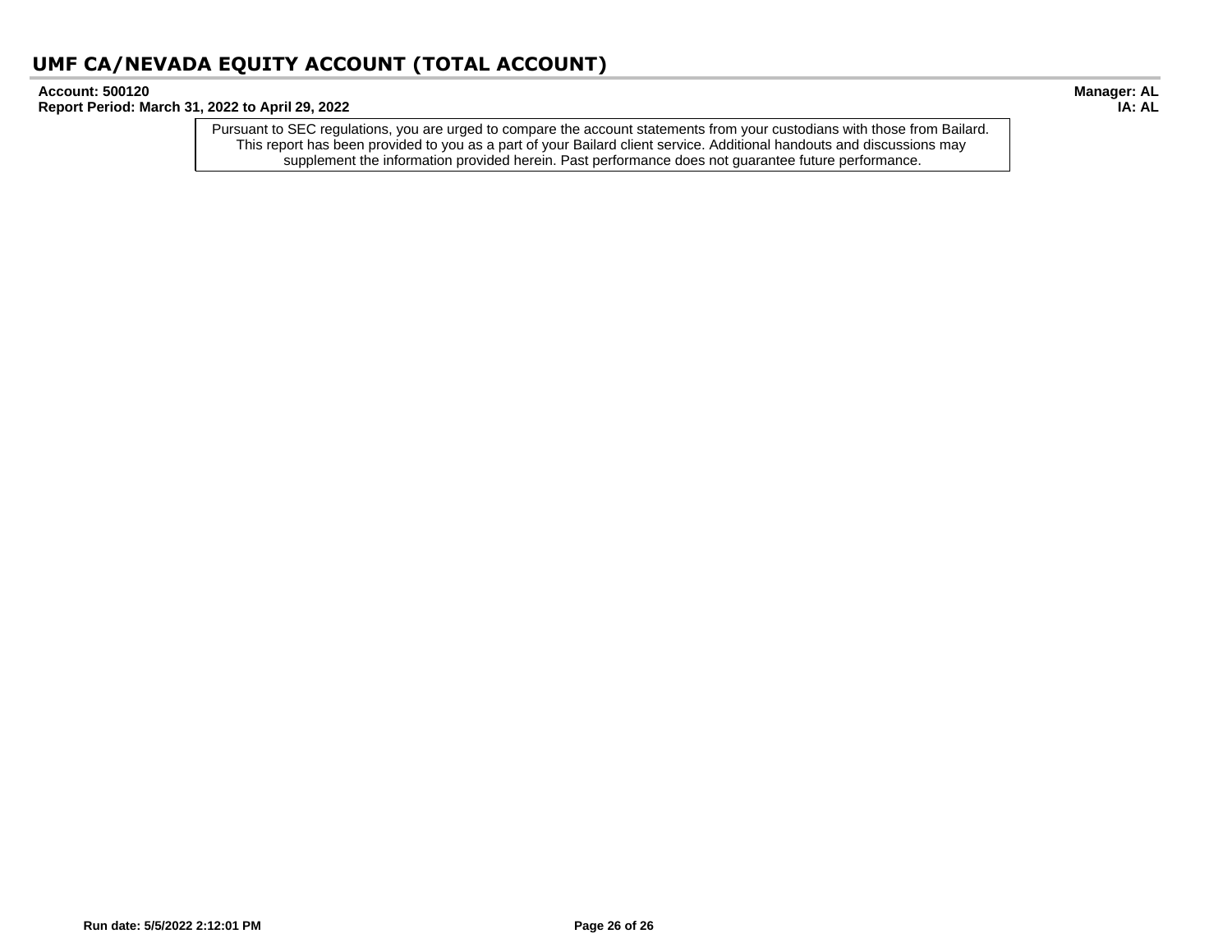# UMF CA/NEVADA EQUITY ACCOUNT (TOTAL ACCOUNT)

**Account: 500120**
**Report Period: March 31, 2022 to April 29, 2022**

**Manager: AL**
**IA: AL**

Pursuant to SEC regulations, you are urged to compare the account statements from your custodians with those from Bailard. This report has been provided to you as a part of your Bailard client service. Additional handouts and discussions may supplement the information provided herein. Past performance does not guarantee future performance.

**Run date: 5/5/2022 2:12:01 PM**